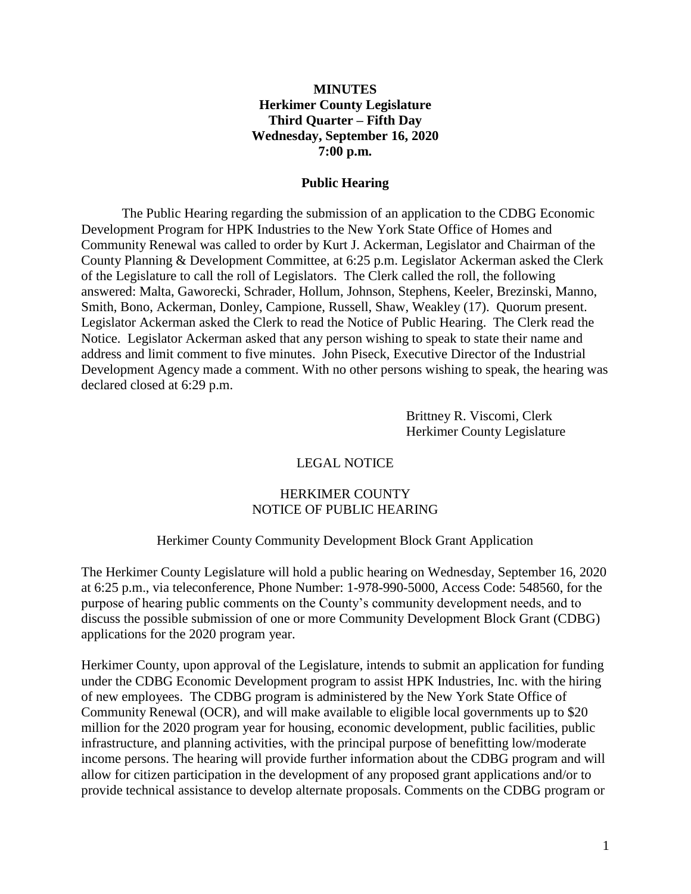**MINUTES**
**Herkimer County Legislature**
**Third Quarter – Fifth Day**
**Wednesday, September 16, 2020**
**7:00 p.m.**

**Public Hearing**

The Public Hearing regarding the submission of an application to the CDBG Economic Development Program for HPK Industries to the New York State Office of Homes and Community Renewal was called to order by Kurt J. Ackerman, Legislator and Chairman of the County Planning & Development Committee, at 6:25 p.m. Legislator Ackerman asked the Clerk of the Legislature to call the roll of Legislators. The Clerk called the roll, the following answered: Malta, Gaworecki, Schrader, Hollum, Johnson, Stephens, Keeler, Brezinski, Manno, Smith, Bono, Ackerman, Donley, Campione, Russell, Shaw, Weakley (17). Quorum present. Legislator Ackerman asked the Clerk to read the Notice of Public Hearing. The Clerk read the Notice. Legislator Ackerman asked that any person wishing to speak to state their name and address and limit comment to five minutes. John Piseck, Executive Director of the Industrial Development Agency made a comment. With no other persons wishing to speak, the hearing was declared closed at 6:29 p.m.

Brittney R. Viscomi, Clerk
Herkimer County Legislature

LEGAL NOTICE

HERKIMER COUNTY
NOTICE OF PUBLIC HEARING

Herkimer County Community Development Block Grant Application

The Herkimer County Legislature will hold a public hearing on Wednesday, September 16, 2020 at 6:25 p.m., via teleconference, Phone Number: 1-978-990-5000, Access Code: 548560, for the purpose of hearing public comments on the County's community development needs, and to discuss the possible submission of one or more Community Development Block Grant (CDBG) applications for the 2020 program year.

Herkimer County, upon approval of the Legislature, intends to submit an application for funding under the CDBG Economic Development program to assist HPK Industries, Inc. with the hiring of new employees. The CDBG program is administered by the New York State Office of Community Renewal (OCR), and will make available to eligible local governments up to $20 million for the 2020 program year for housing, economic development, public facilities, public infrastructure, and planning activities, with the principal purpose of benefitting low/moderate income persons. The hearing will provide further information about the CDBG program and will allow for citizen participation in the development of any proposed grant applications and/or to provide technical assistance to develop alternate proposals. Comments on the CDBG program or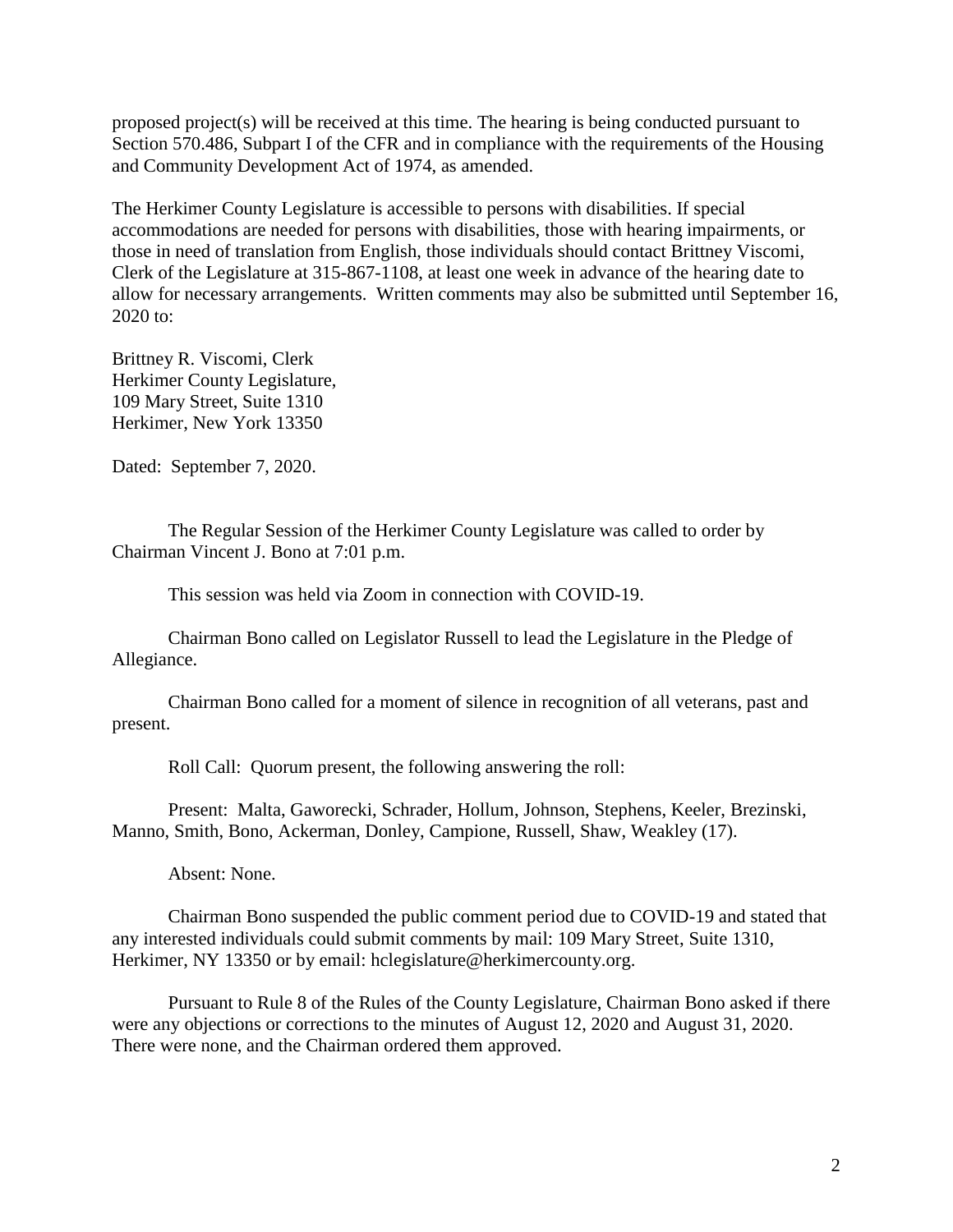proposed project(s) will be received at this time. The hearing is being conducted pursuant to Section 570.486, Subpart I of the CFR and in compliance with the requirements of the Housing and Community Development Act of 1974, as amended.

The Herkimer County Legislature is accessible to persons with disabilities. If special accommodations are needed for persons with disabilities, those with hearing impairments, or those in need of translation from English, those individuals should contact Brittney Viscomi, Clerk of the Legislature at 315-867-1108, at least one week in advance of the hearing date to allow for necessary arrangements. Written comments may also be submitted until September 16, 2020 to:

Brittney R. Viscomi, Clerk
Herkimer County Legislature,
109 Mary Street, Suite 1310
Herkimer, New York 13350

Dated: September 7, 2020.

The Regular Session of the Herkimer County Legislature was called to order by Chairman Vincent J. Bono at 7:01 p.m.

This session was held via Zoom in connection with COVID-19.

Chairman Bono called on Legislator Russell to lead the Legislature in the Pledge of Allegiance.

Chairman Bono called for a moment of silence in recognition of all veterans, past and present.

Roll Call: Quorum present, the following answering the roll:

Present: Malta, Gaworecki, Schrader, Hollum, Johnson, Stephens, Keeler, Brezinski, Manno, Smith, Bono, Ackerman, Donley, Campione, Russell, Shaw, Weakley (17).

Absent: None.

Chairman Bono suspended the public comment period due to COVID-19 and stated that any interested individuals could submit comments by mail: 109 Mary Street, Suite 1310, Herkimer, NY 13350 or by email: hclegislature@herkimercounty.org.

Pursuant to Rule 8 of the Rules of the County Legislature, Chairman Bono asked if there were any objections or corrections to the minutes of August 12, 2020 and August 31, 2020. There were none, and the Chairman ordered them approved.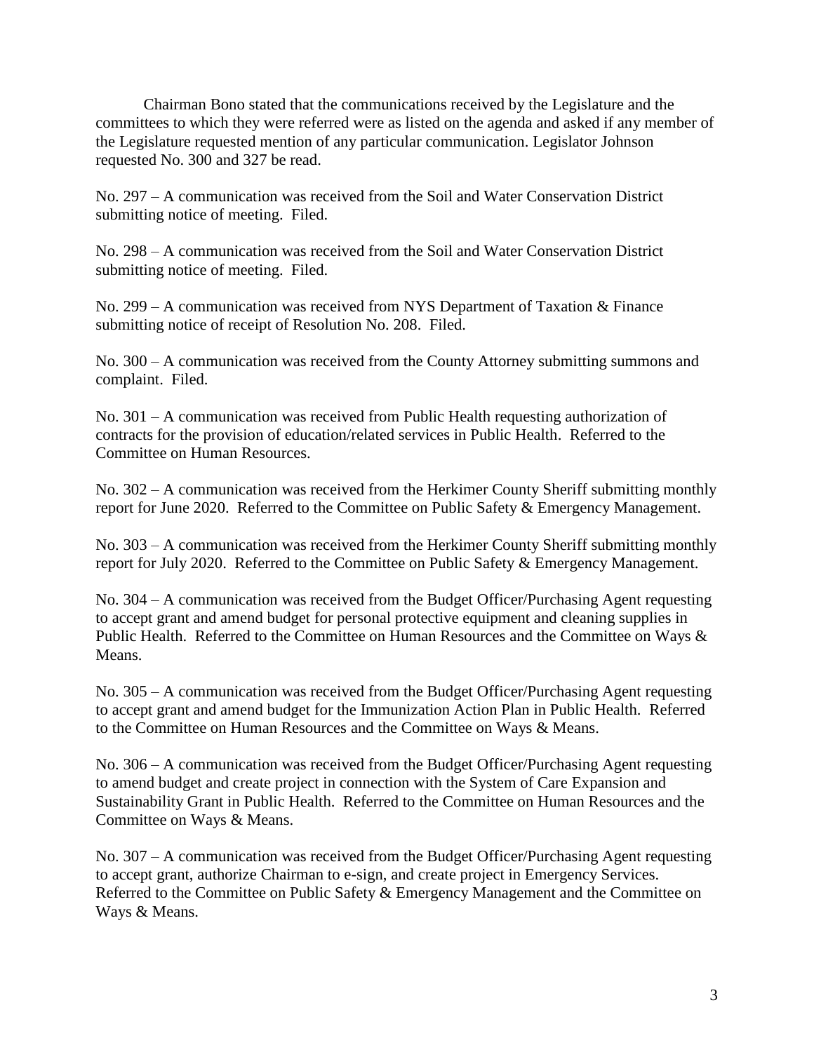Chairman Bono stated that the communications received by the Legislature and the committees to which they were referred were as listed on the agenda and asked if any member of the Legislature requested mention of any particular communication. Legislator Johnson requested No. 300 and 327 be read.

No. 297 – A communication was received from the Soil and Water Conservation District submitting notice of meeting. Filed.

No. 298 – A communication was received from the Soil and Water Conservation District submitting notice of meeting. Filed.

No. 299 – A communication was received from NYS Department of Taxation & Finance submitting notice of receipt of Resolution No. 208. Filed.

No. 300 – A communication was received from the County Attorney submitting summons and complaint. Filed.

No. 301 – A communication was received from Public Health requesting authorization of contracts for the provision of education/related services in Public Health. Referred to the Committee on Human Resources.

No. 302 – A communication was received from the Herkimer County Sheriff submitting monthly report for June 2020. Referred to the Committee on Public Safety & Emergency Management.

No. 303 – A communication was received from the Herkimer County Sheriff submitting monthly report for July 2020. Referred to the Committee on Public Safety & Emergency Management.

No. 304 – A communication was received from the Budget Officer/Purchasing Agent requesting to accept grant and amend budget for personal protective equipment and cleaning supplies in Public Health. Referred to the Committee on Human Resources and the Committee on Ways & Means.

No. 305 – A communication was received from the Budget Officer/Purchasing Agent requesting to accept grant and amend budget for the Immunization Action Plan in Public Health. Referred to the Committee on Human Resources and the Committee on Ways & Means.

No. 306 – A communication was received from the Budget Officer/Purchasing Agent requesting to amend budget and create project in connection with the System of Care Expansion and Sustainability Grant in Public Health. Referred to the Committee on Human Resources and the Committee on Ways & Means.

No. 307 – A communication was received from the Budget Officer/Purchasing Agent requesting to accept grant, authorize Chairman to e-sign, and create project in Emergency Services. Referred to the Committee on Public Safety & Emergency Management and the Committee on Ways & Means.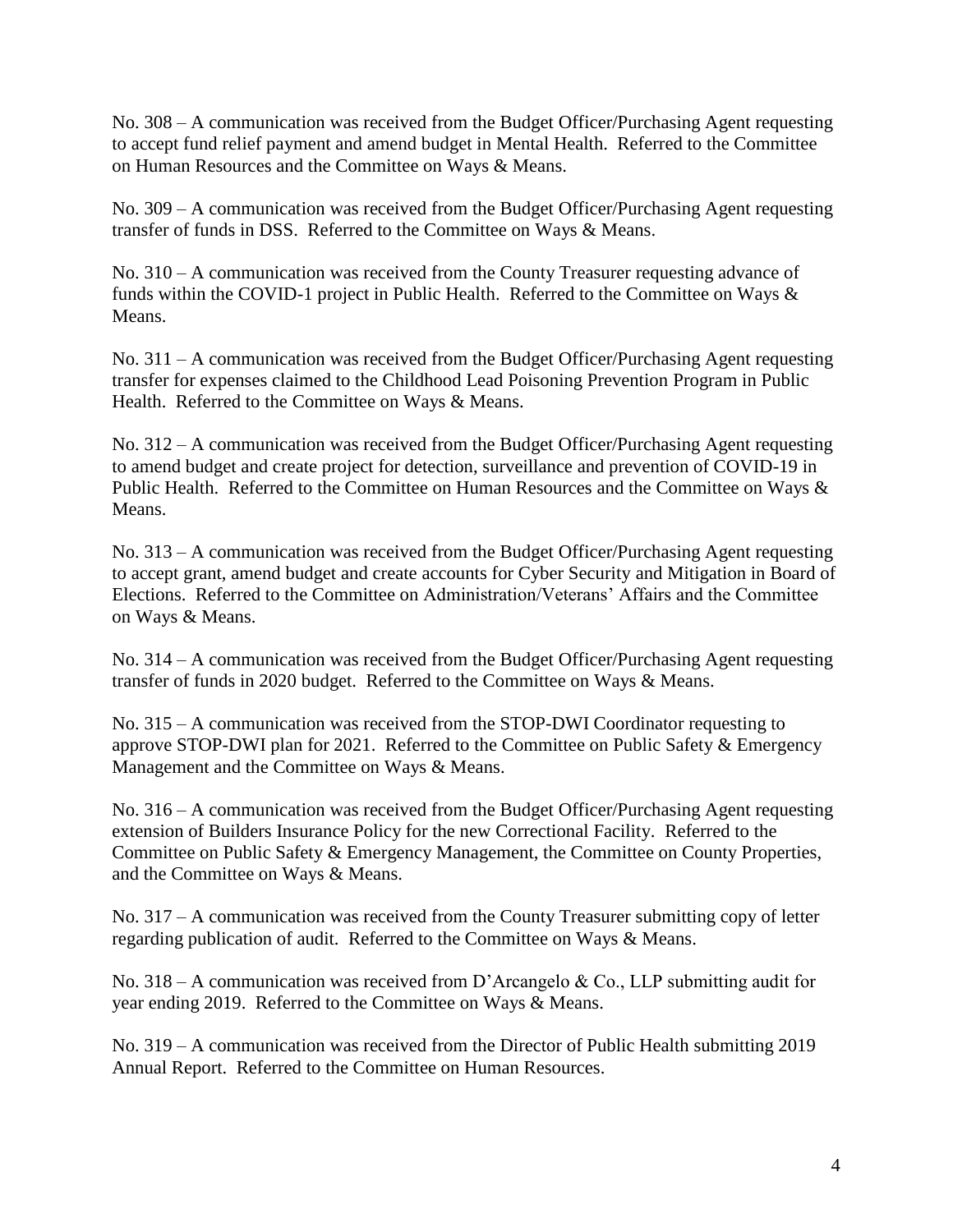No. 308 – A communication was received from the Budget Officer/Purchasing Agent requesting to accept fund relief payment and amend budget in Mental Health. Referred to the Committee on Human Resources and the Committee on Ways & Means.

No. 309 – A communication was received from the Budget Officer/Purchasing Agent requesting transfer of funds in DSS. Referred to the Committee on Ways & Means.

No. 310 – A communication was received from the County Treasurer requesting advance of funds within the COVID-1 project in Public Health. Referred to the Committee on Ways & Means.

No. 311 – A communication was received from the Budget Officer/Purchasing Agent requesting transfer for expenses claimed to the Childhood Lead Poisoning Prevention Program in Public Health. Referred to the Committee on Ways & Means.

No. 312 – A communication was received from the Budget Officer/Purchasing Agent requesting to amend budget and create project for detection, surveillance and prevention of COVID-19 in Public Health. Referred to the Committee on Human Resources and the Committee on Ways & Means.

No. 313 – A communication was received from the Budget Officer/Purchasing Agent requesting to accept grant, amend budget and create accounts for Cyber Security and Mitigation in Board of Elections. Referred to the Committee on Administration/Veterans' Affairs and the Committee on Ways & Means.

No. 314 – A communication was received from the Budget Officer/Purchasing Agent requesting transfer of funds in 2020 budget. Referred to the Committee on Ways & Means.

No. 315 – A communication was received from the STOP-DWI Coordinator requesting to approve STOP-DWI plan for 2021. Referred to the Committee on Public Safety & Emergency Management and the Committee on Ways & Means.

No. 316 – A communication was received from the Budget Officer/Purchasing Agent requesting extension of Builders Insurance Policy for the new Correctional Facility. Referred to the Committee on Public Safety & Emergency Management, the Committee on County Properties, and the Committee on Ways & Means.

No. 317 – A communication was received from the County Treasurer submitting copy of letter regarding publication of audit. Referred to the Committee on Ways & Means.

No. 318 – A communication was received from D'Arcangelo & Co., LLP submitting audit for year ending 2019. Referred to the Committee on Ways & Means.

No. 319 – A communication was received from the Director of Public Health submitting 2019 Annual Report. Referred to the Committee on Human Resources.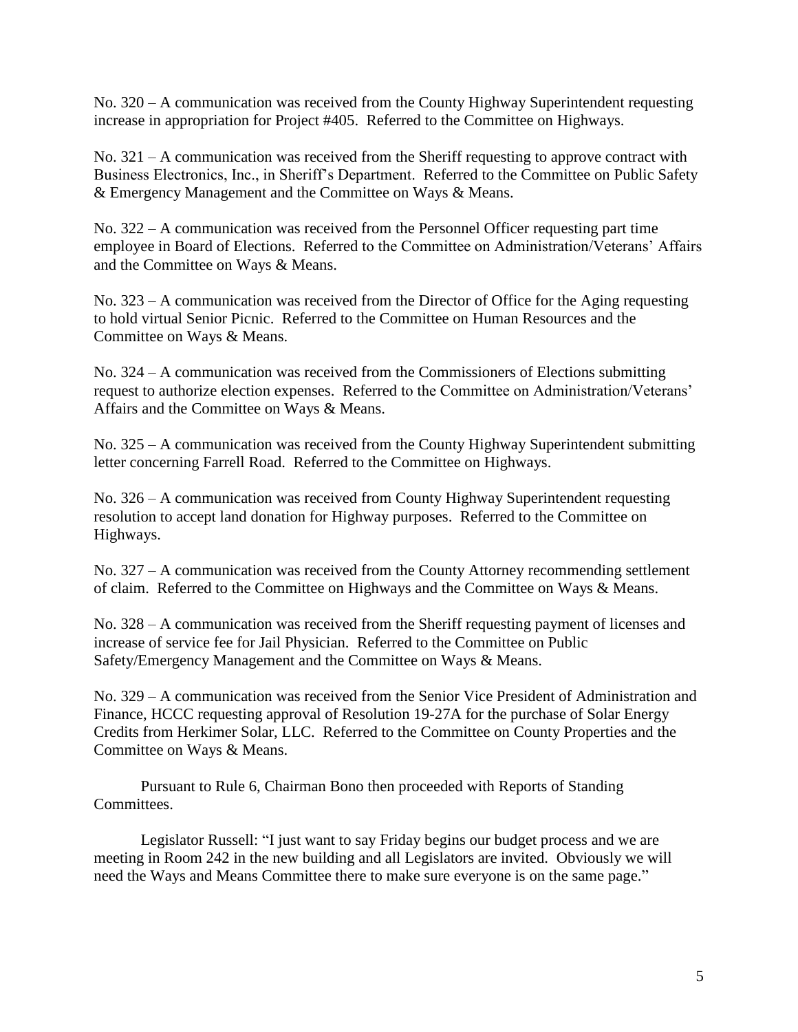No. 320 – A communication was received from the County Highway Superintendent requesting increase in appropriation for Project #405. Referred to the Committee on Highways.

No. 321 – A communication was received from the Sheriff requesting to approve contract with Business Electronics, Inc., in Sheriff's Department. Referred to the Committee on Public Safety & Emergency Management and the Committee on Ways & Means.

No. 322 – A communication was received from the Personnel Officer requesting part time employee in Board of Elections. Referred to the Committee on Administration/Veterans' Affairs and the Committee on Ways & Means.

No. 323 – A communication was received from the Director of Office for the Aging requesting to hold virtual Senior Picnic. Referred to the Committee on Human Resources and the Committee on Ways & Means.

No. 324 – A communication was received from the Commissioners of Elections submitting request to authorize election expenses. Referred to the Committee on Administration/Veterans' Affairs and the Committee on Ways & Means.

No. 325 – A communication was received from the County Highway Superintendent submitting letter concerning Farrell Road. Referred to the Committee on Highways.

No. 326 – A communication was received from County Highway Superintendent requesting resolution to accept land donation for Highway purposes. Referred to the Committee on Highways.

No. 327 – A communication was received from the County Attorney recommending settlement of claim. Referred to the Committee on Highways and the Committee on Ways & Means.

No. 328 – A communication was received from the Sheriff requesting payment of licenses and increase of service fee for Jail Physician. Referred to the Committee on Public Safety/Emergency Management and the Committee on Ways & Means.

No. 329 – A communication was received from the Senior Vice President of Administration and Finance, HCCC requesting approval of Resolution 19-27A for the purchase of Solar Energy Credits from Herkimer Solar, LLC. Referred to the Committee on County Properties and the Committee on Ways & Means.

Pursuant to Rule 6, Chairman Bono then proceeded with Reports of Standing Committees.

Legislator Russell: "I just want to say Friday begins our budget process and we are meeting in Room 242 in the new building and all Legislators are invited. Obviously we will need the Ways and Means Committee there to make sure everyone is on the same page."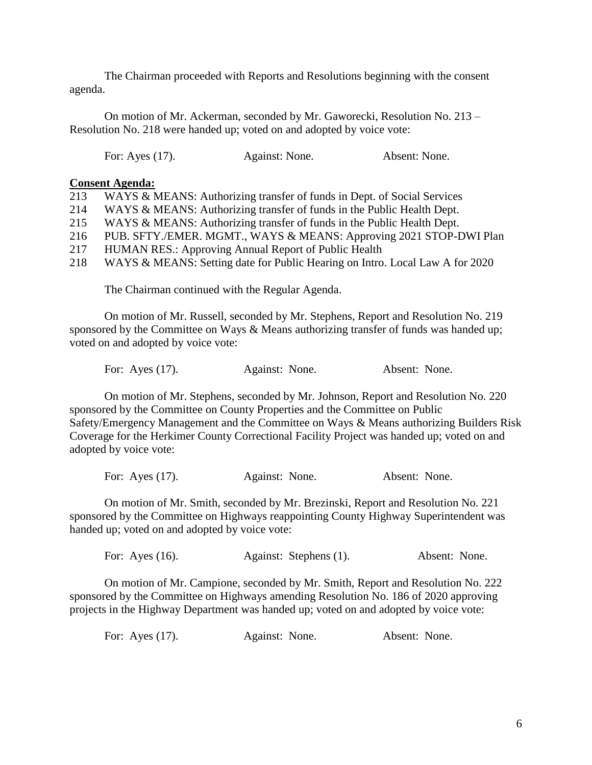The Chairman proceeded with Reports and Resolutions beginning with the consent agenda.

On motion of Mr. Ackerman, seconded by Mr. Gaworecki, Resolution No. 213 – Resolution No. 218 were handed up; voted on and adopted by voice vote:

For: Ayes (17). Against: None. Absent: None.

**Consent Agenda:**

213 WAYS & MEANS: Authorizing transfer of funds in Dept. of Social Services
214 WAYS & MEANS: Authorizing transfer of funds in the Public Health Dept.
215 WAYS & MEANS: Authorizing transfer of funds in the Public Health Dept.
216 PUB. SFTY./EMER. MGMT., WAYS & MEANS: Approving 2021 STOP-DWI Plan
217 HUMAN RES.: Approving Annual Report of Public Health
218 WAYS & MEANS: Setting date for Public Hearing on Intro. Local Law A for 2020

The Chairman continued with the Regular Agenda.

On motion of Mr. Russell, seconded by Mr. Stephens, Report and Resolution No. 219 sponsored by the Committee on Ways & Means authorizing transfer of funds was handed up; voted on and adopted by voice vote:

For: Ayes (17). Against: None. Absent: None.

On motion of Mr. Stephens, seconded by Mr. Johnson, Report and Resolution No. 220 sponsored by the Committee on County Properties and the Committee on Public Safety/Emergency Management and the Committee on Ways & Means authorizing Builders Risk Coverage for the Herkimer County Correctional Facility Project was handed up; voted on and adopted by voice vote:

For: Ayes (17). Against: None. Absent: None.

On motion of Mr. Smith, seconded by Mr. Brezinski, Report and Resolution No. 221 sponsored by the Committee on Highways reappointing County Highway Superintendent was handed up; voted on and adopted by voice vote:

For: Ayes (16). Against: Stephens (1). Absent: None.

On motion of Mr. Campione, seconded by Mr. Smith, Report and Resolution No. 222 sponsored by the Committee on Highways amending Resolution No. 186 of 2020 approving projects in the Highway Department was handed up; voted on and adopted by voice vote:

For: Ayes (17). Against: None. Absent: None.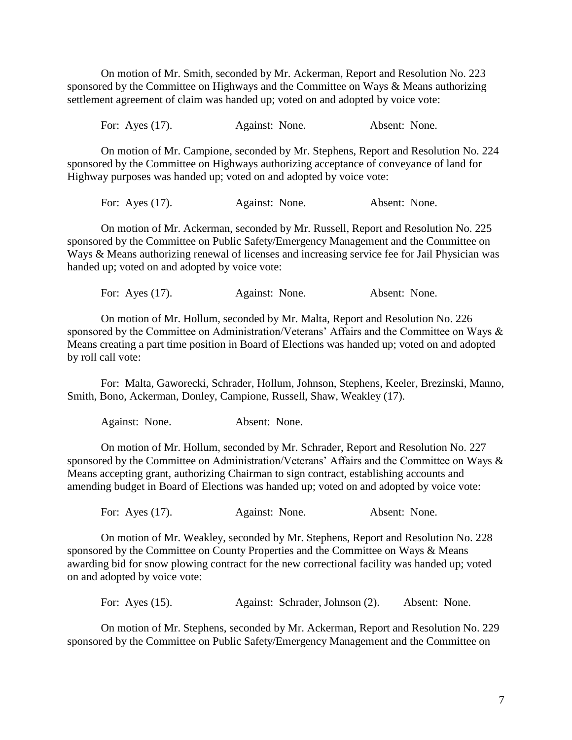On motion of Mr. Smith, seconded by Mr. Ackerman, Report and Resolution No. 223 sponsored by the Committee on Highways and the Committee on Ways & Means authorizing settlement agreement of claim was handed up; voted on and adopted by voice vote:

For: Ayes (17). Against: None. Absent: None.

On motion of Mr. Campione, seconded by Mr. Stephens, Report and Resolution No. 224 sponsored by the Committee on Highways authorizing acceptance of conveyance of land for Highway purposes was handed up; voted on and adopted by voice vote:

For: Ayes (17). Against: None. Absent: None.

On motion of Mr. Ackerman, seconded by Mr. Russell, Report and Resolution No. 225 sponsored by the Committee on Public Safety/Emergency Management and the Committee on Ways & Means authorizing renewal of licenses and increasing service fee for Jail Physician was handed up; voted on and adopted by voice vote:

For: Ayes (17). Against: None. Absent: None.

On motion of Mr. Hollum, seconded by Mr. Malta, Report and Resolution No. 226 sponsored by the Committee on Administration/Veterans' Affairs and the Committee on Ways & Means creating a part time position in Board of Elections was handed up; voted on and adopted by roll call vote:

For: Malta, Gaworecki, Schrader, Hollum, Johnson, Stephens, Keeler, Brezinski, Manno, Smith, Bono, Ackerman, Donley, Campione, Russell, Shaw, Weakley (17).

Against: None. Absent: None.

On motion of Mr. Hollum, seconded by Mr. Schrader, Report and Resolution No. 227 sponsored by the Committee on Administration/Veterans' Affairs and the Committee on Ways & Means accepting grant, authorizing Chairman to sign contract, establishing accounts and amending budget in Board of Elections was handed up; voted on and adopted by voice vote:

For: Ayes (17). Against: None. Absent: None.

On motion of Mr. Weakley, seconded by Mr. Stephens, Report and Resolution No. 228 sponsored by the Committee on County Properties and the Committee on Ways & Means awarding bid for snow plowing contract for the new correctional facility was handed up; voted on and adopted by voice vote:

For: Ayes (15). Against: Schrader, Johnson (2). Absent: None.

On motion of Mr. Stephens, seconded by Mr. Ackerman, Report and Resolution No. 229 sponsored by the Committee on Public Safety/Emergency Management and the Committee on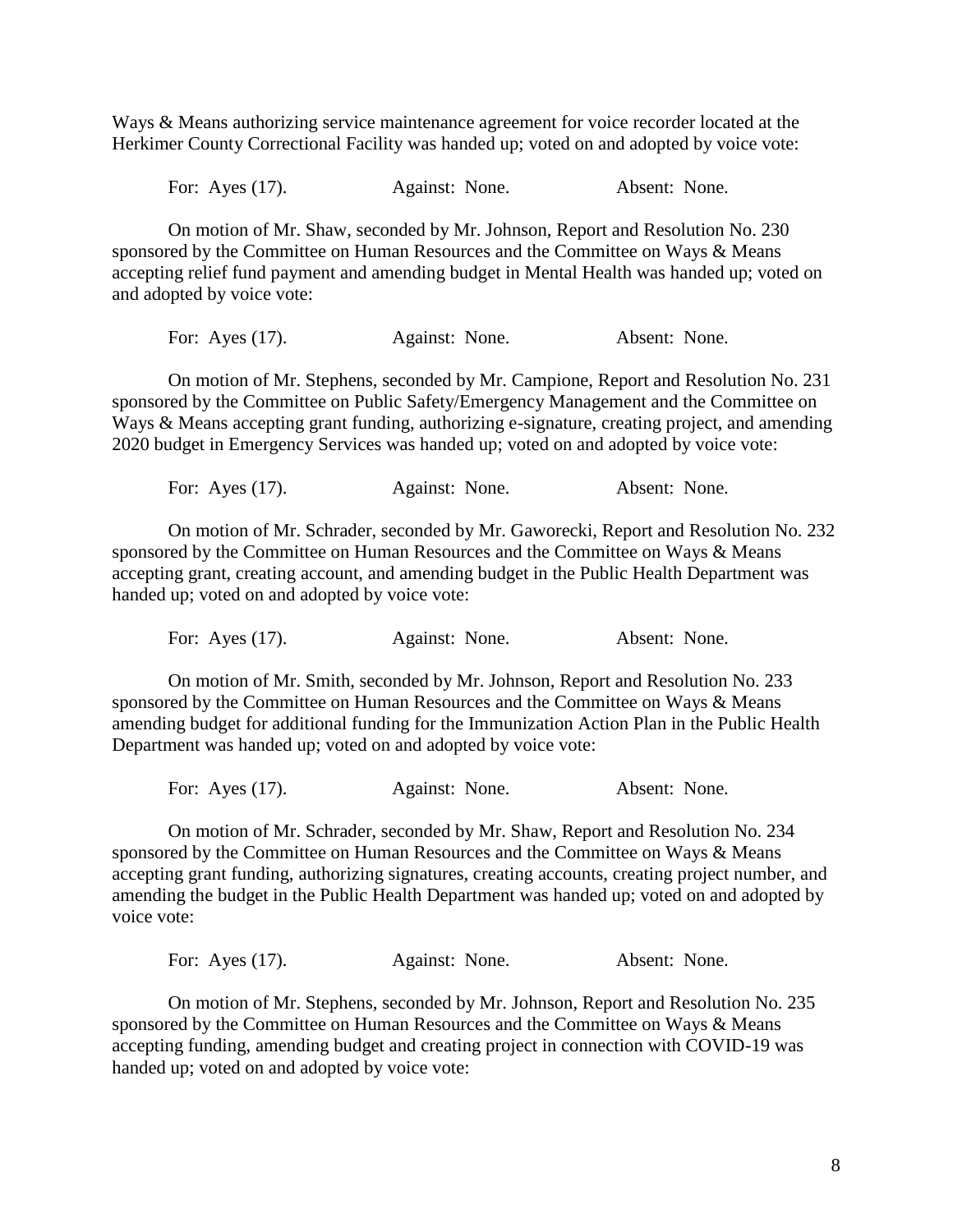Ways & Means authorizing service maintenance agreement for voice recorder located at the Herkimer County Correctional Facility was handed up; voted on and adopted by voice vote:

For: Ayes (17). Against: None. Absent: None.

On motion of Mr. Shaw, seconded by Mr. Johnson, Report and Resolution No. 230 sponsored by the Committee on Human Resources and the Committee on Ways & Means accepting relief fund payment and amending budget in Mental Health was handed up; voted on and adopted by voice vote:

For: Ayes (17). Against: None. Absent: None.

On motion of Mr. Stephens, seconded by Mr. Campione, Report and Resolution No. 231 sponsored by the Committee on Public Safety/Emergency Management and the Committee on Ways & Means accepting grant funding, authorizing e-signature, creating project, and amending 2020 budget in Emergency Services was handed up; voted on and adopted by voice vote:

For: Ayes (17). Against: None. Absent: None.

On motion of Mr. Schrader, seconded by Mr. Gaworecki, Report and Resolution No. 232 sponsored by the Committee on Human Resources and the Committee on Ways & Means accepting grant, creating account, and amending budget in the Public Health Department was handed up; voted on and adopted by voice vote:

For: Ayes (17). Against: None. Absent: None.

On motion of Mr. Smith, seconded by Mr. Johnson, Report and Resolution No. 233 sponsored by the Committee on Human Resources and the Committee on Ways & Means amending budget for additional funding for the Immunization Action Plan in the Public Health Department was handed up; voted on and adopted by voice vote:

For: Ayes (17). Against: None. Absent: None.

On motion of Mr. Schrader, seconded by Mr. Shaw, Report and Resolution No. 234 sponsored by the Committee on Human Resources and the Committee on Ways & Means accepting grant funding, authorizing signatures, creating accounts, creating project number, and amending the budget in the Public Health Department was handed up; voted on and adopted by voice vote:

For: Ayes (17). Against: None. Absent: None.

On motion of Mr. Stephens, seconded by Mr. Johnson, Report and Resolution No. 235 sponsored by the Committee on Human Resources and the Committee on Ways & Means accepting funding, amending budget and creating project in connection with COVID-19 was handed up; voted on and adopted by voice vote: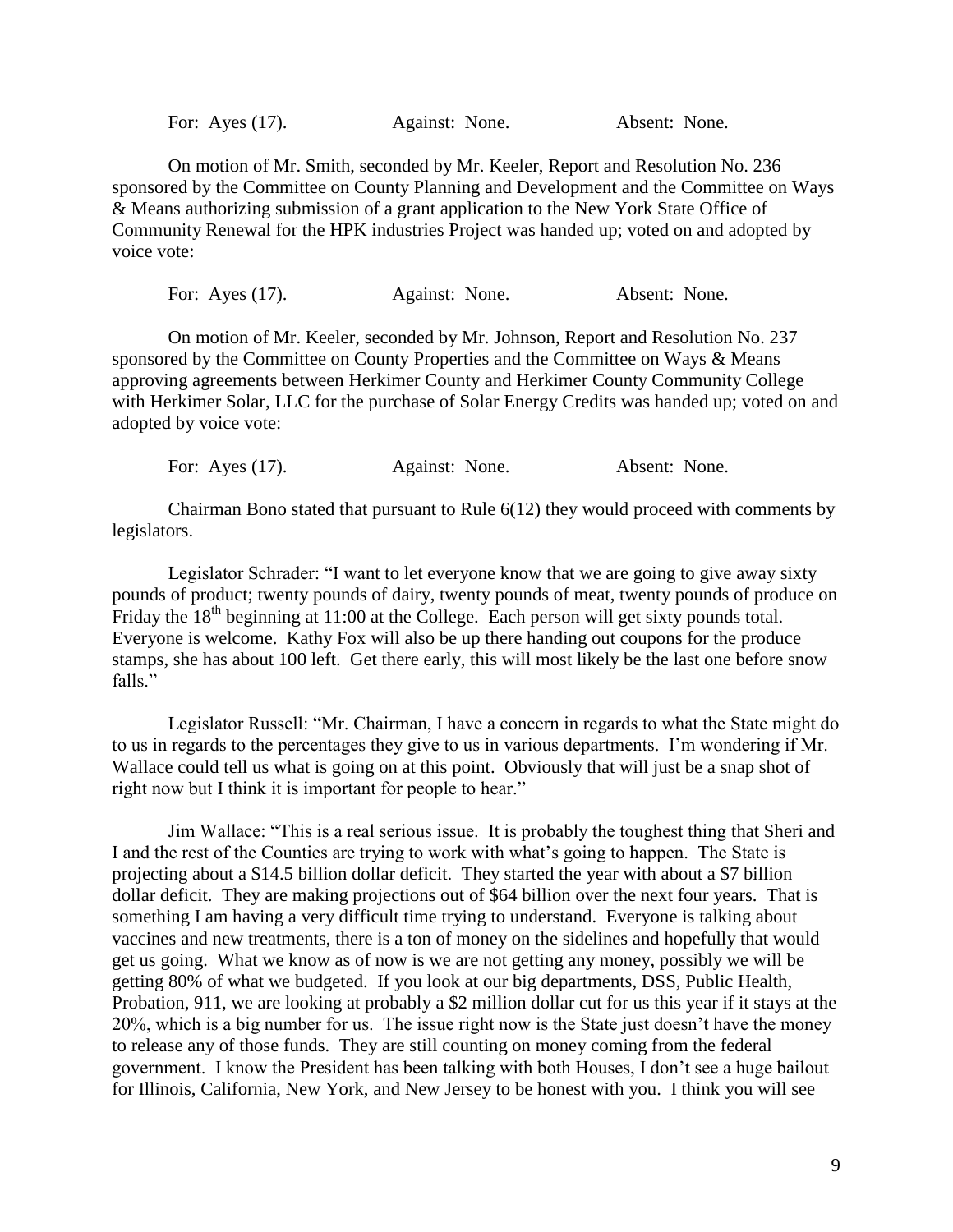For: Ayes (17). Against: None. Absent: None.

On motion of Mr. Smith, seconded by Mr. Keeler, Report and Resolution No. 236 sponsored by the Committee on County Planning and Development and the Committee on Ways & Means authorizing submission of a grant application to the New York State Office of Community Renewal for the HPK industries Project was handed up; voted on and adopted by voice vote:

For: Ayes (17). Against: None. Absent: None.

On motion of Mr. Keeler, seconded by Mr. Johnson, Report and Resolution No. 237 sponsored by the Committee on County Properties and the Committee on Ways & Means approving agreements between Herkimer County and Herkimer County Community College with Herkimer Solar, LLC for the purchase of Solar Energy Credits was handed up; voted on and adopted by voice vote:

For: Ayes (17). Against: None. Absent: None.

Chairman Bono stated that pursuant to Rule 6(12) they would proceed with comments by legislators.

Legislator Schrader: "I want to let everyone know that we are going to give away sixty pounds of product; twenty pounds of dairy, twenty pounds of meat, twenty pounds of produce on Friday the 18th beginning at 11:00 at the College. Each person will get sixty pounds total. Everyone is welcome. Kathy Fox will also be up there handing out coupons for the produce stamps, she has about 100 left. Get there early, this will most likely be the last one before snow falls."

Legislator Russell: "Mr. Chairman, I have a concern in regards to what the State might do to us in regards to the percentages they give to us in various departments. I'm wondering if Mr. Wallace could tell us what is going on at this point. Obviously that will just be a snap shot of right now but I think it is important for people to hear."

Jim Wallace: "This is a real serious issue. It is probably the toughest thing that Sheri and I and the rest of the Counties are trying to work with what's going to happen. The State is projecting about a $14.5 billion dollar deficit. They started the year with about a $7 billion dollar deficit. They are making projections out of $64 billion over the next four years. That is something I am having a very difficult time trying to understand. Everyone is talking about vaccines and new treatments, there is a ton of money on the sidelines and hopefully that would get us going. What we know as of now is we are not getting any money, possibly we will be getting 80% of what we budgeted. If you look at our big departments, DSS, Public Health, Probation, 911, we are looking at probably a $2 million dollar cut for us this year if it stays at the 20%, which is a big number for us. The issue right now is the State just doesn't have the money to release any of those funds. They are still counting on money coming from the federal government. I know the President has been talking with both Houses, I don't see a huge bailout for Illinois, California, New York, and New Jersey to be honest with you. I think you will see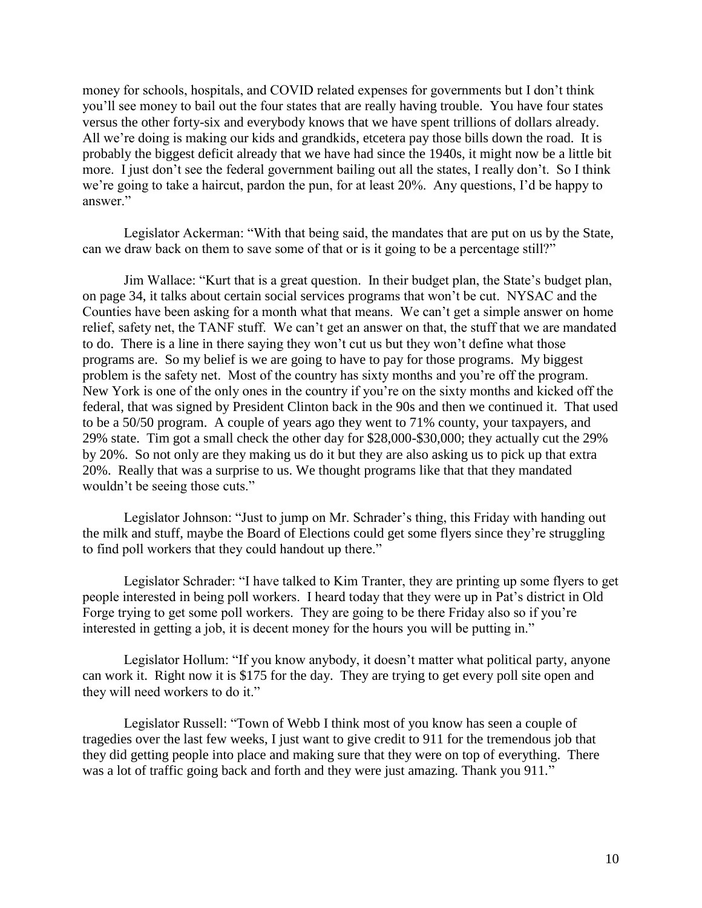money for schools, hospitals, and COVID related expenses for governments but I don't think you'll see money to bail out the four states that are really having trouble. You have four states versus the other forty-six and everybody knows that we have spent trillions of dollars already. All we're doing is making our kids and grandkids, etcetera pay those bills down the road. It is probably the biggest deficit already that we have had since the 1940s, it might now be a little bit more. I just don't see the federal government bailing out all the states, I really don't. So I think we're going to take a haircut, pardon the pun, for at least 20%. Any questions, I'd be happy to answer."

Legislator Ackerman: "With that being said, the mandates that are put on us by the State, can we draw back on them to save some of that or is it going to be a percentage still?"

Jim Wallace: "Kurt that is a great question. In their budget plan, the State's budget plan, on page 34, it talks about certain social services programs that won't be cut. NYSAC and the Counties have been asking for a month what that means. We can't get a simple answer on home relief, safety net, the TANF stuff. We can't get an answer on that, the stuff that we are mandated to do. There is a line in there saying they won't cut us but they won't define what those programs are. So my belief is we are going to have to pay for those programs. My biggest problem is the safety net. Most of the country has sixty months and you're off the program. New York is one of the only ones in the country if you're on the sixty months and kicked off the federal, that was signed by President Clinton back in the 90s and then we continued it. That used to be a 50/50 program. A couple of years ago they went to 71% county, your taxpayers, and 29% state. Tim got a small check the other day for $28,000-$30,000; they actually cut the 29% by 20%. So not only are they making us do it but they are also asking us to pick up that extra 20%. Really that was a surprise to us. We thought programs like that that they mandated wouldn't be seeing those cuts."

Legislator Johnson: "Just to jump on Mr. Schrader's thing, this Friday with handing out the milk and stuff, maybe the Board of Elections could get some flyers since they're struggling to find poll workers that they could handout up there."

Legislator Schrader: "I have talked to Kim Tranter, they are printing up some flyers to get people interested in being poll workers. I heard today that they were up in Pat's district in Old Forge trying to get some poll workers. They are going to be there Friday also so if you're interested in getting a job, it is decent money for the hours you will be putting in."

Legislator Hollum: "If you know anybody, it doesn't matter what political party, anyone can work it. Right now it is $175 for the day. They are trying to get every poll site open and they will need workers to do it."

Legislator Russell: "Town of Webb I think most of you know has seen a couple of tragedies over the last few weeks, I just want to give credit to 911 for the tremendous job that they did getting people into place and making sure that they were on top of everything. There was a lot of traffic going back and forth and they were just amazing. Thank you 911."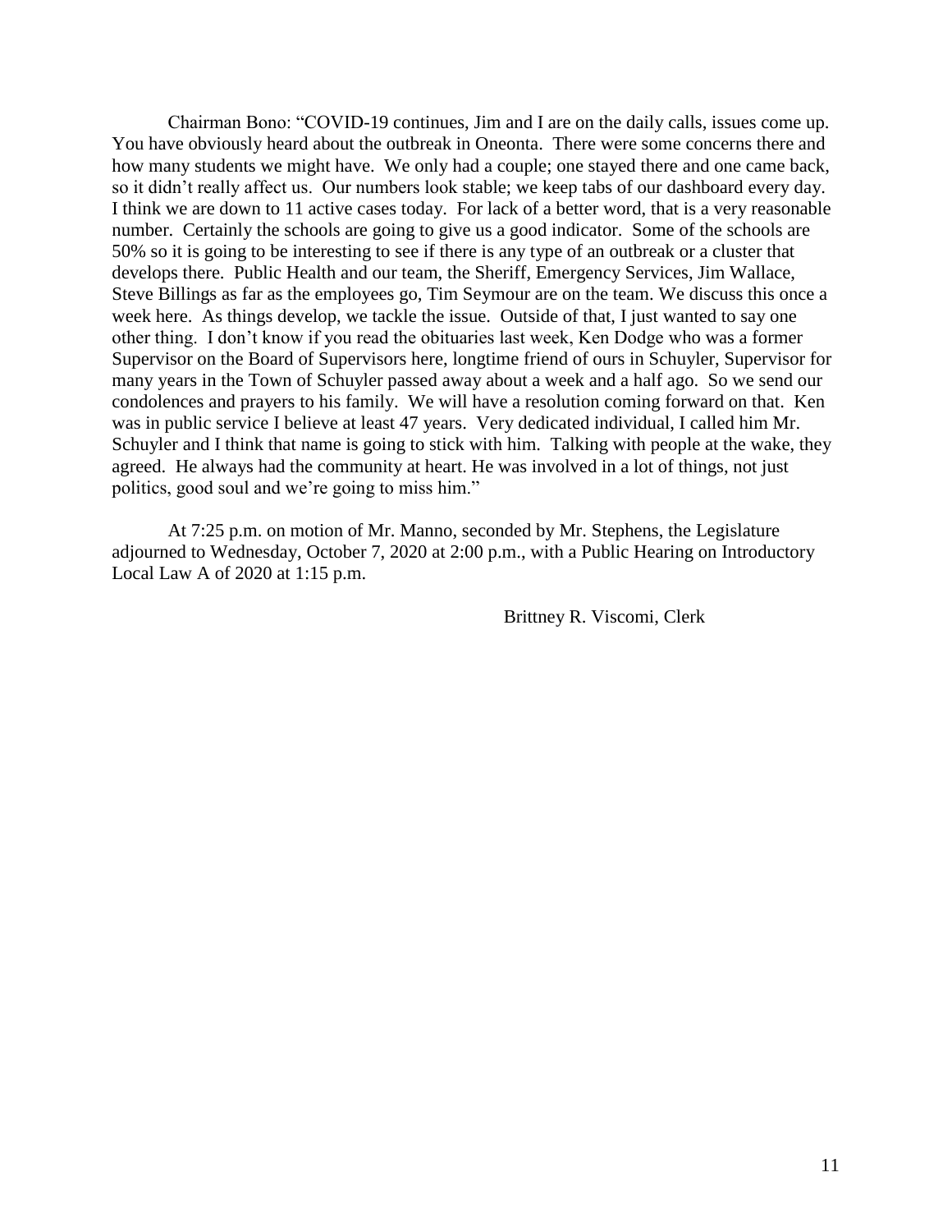Chairman Bono: "COVID-19 continues, Jim and I are on the daily calls, issues come up. You have obviously heard about the outbreak in Oneonta. There were some concerns there and how many students we might have. We only had a couple; one stayed there and one came back, so it didn't really affect us. Our numbers look stable; we keep tabs of our dashboard every day. I think we are down to 11 active cases today. For lack of a better word, that is a very reasonable number. Certainly the schools are going to give us a good indicator. Some of the schools are 50% so it is going to be interesting to see if there is any type of an outbreak or a cluster that develops there. Public Health and our team, the Sheriff, Emergency Services, Jim Wallace, Steve Billings as far as the employees go, Tim Seymour are on the team. We discuss this once a week here. As things develop, we tackle the issue. Outside of that, I just wanted to say one other thing. I don't know if you read the obituaries last week, Ken Dodge who was a former Supervisor on the Board of Supervisors here, longtime friend of ours in Schuyler, Supervisor for many years in the Town of Schuyler passed away about a week and a half ago. So we send our condolences and prayers to his family. We will have a resolution coming forward on that. Ken was in public service I believe at least 47 years. Very dedicated individual, I called him Mr. Schuyler and I think that name is going to stick with him. Talking with people at the wake, they agreed. He always had the community at heart. He was involved in a lot of things, not just politics, good soul and we're going to miss him."

At 7:25 p.m. on motion of Mr. Manno, seconded by Mr. Stephens, the Legislature adjourned to Wednesday, October 7, 2020 at 2:00 p.m., with a Public Hearing on Introductory Local Law A of 2020 at 1:15 p.m.

Brittney R. Viscomi, Clerk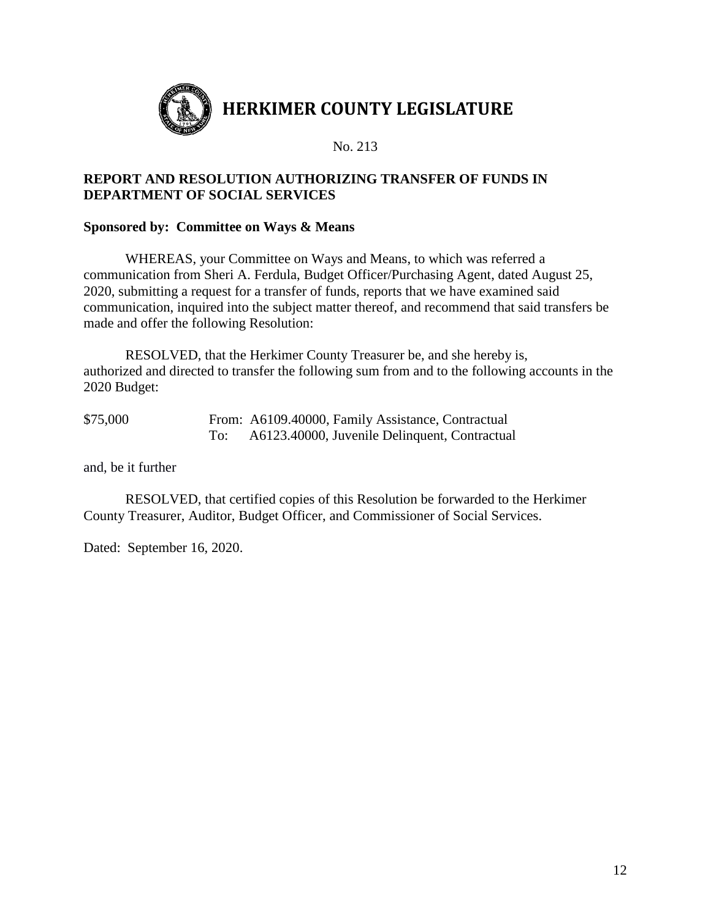# HERKIMER COUNTY LEGISLATURE

No. 213

**REPORT AND RESOLUTION AUTHORIZING TRANSFER OF FUNDS IN DEPARTMENT OF SOCIAL SERVICES**

**Sponsored by: Committee on Ways & Means**

WHEREAS, your Committee on Ways and Means, to which was referred a communication from Sheri A. Ferdula, Budget Officer/Purchasing Agent, dated August 25, 2020, submitting a request for a transfer of funds, reports that we have examined said communication, inquired into the subject matter thereof, and recommend that said transfers be made and offer the following Resolution:

RESOLVED, that the Herkimer County Treasurer be, and she hereby is, authorized and directed to transfer the following sum from and to the following accounts in the 2020 Budget:

| | | |
|---|---|---|
| $75,000 | From: | A6109.40000, Family Assistance, Contractual |
| | To: | A6123.40000, Juvenile Delinquent, Contractual |

and, be it further

RESOLVED, that certified copies of this Resolution be forwarded to the Herkimer County Treasurer, Auditor, Budget Officer, and Commissioner of Social Services.

Dated: September 16, 2020.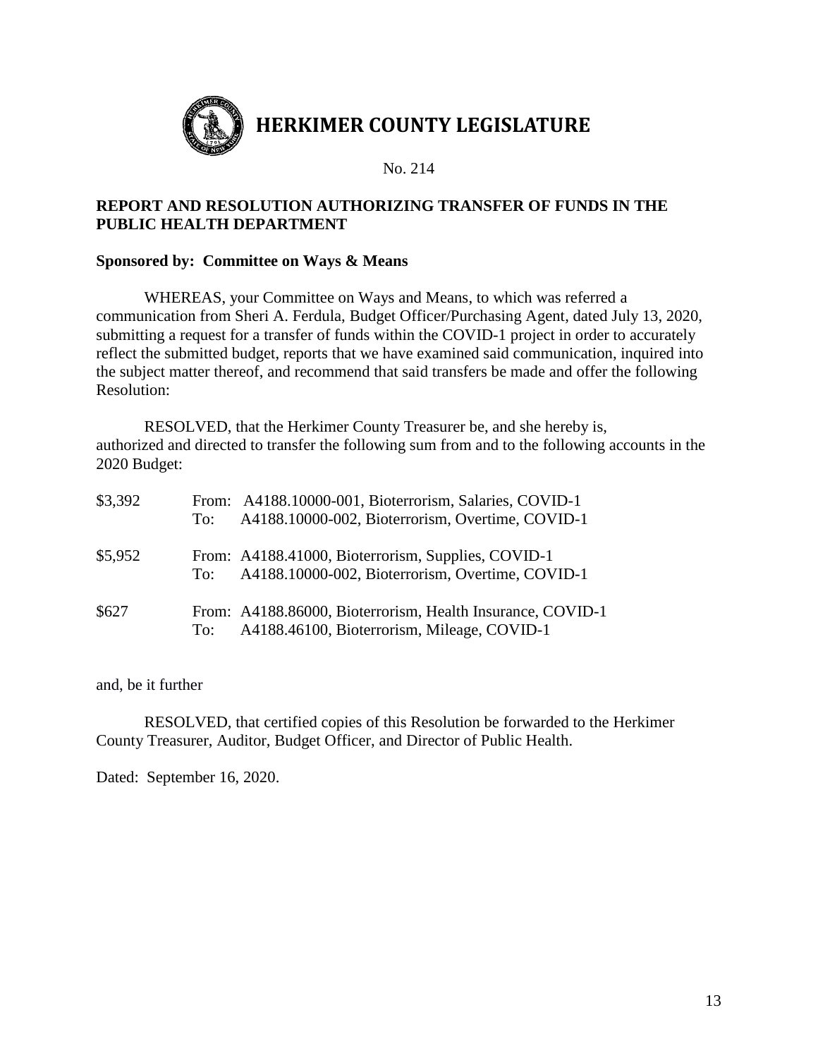# HERKIMER COUNTY LEGISLATURE

No. 214

**REPORT AND RESOLUTION AUTHORIZING TRANSFER OF FUNDS IN THE PUBLIC HEALTH DEPARTMENT**

**Sponsored by: Committee on Ways & Means**

WHEREAS, your Committee on Ways and Means, to which was referred a communication from Sheri A. Ferdula, Budget Officer/Purchasing Agent, dated July 13, 2020, submitting a request for a transfer of funds within the COVID-1 project in order to accurately reflect the submitted budget, reports that we have examined said communication, inquired into the subject matter thereof, and recommend that said transfers be made and offer the following Resolution:

RESOLVED, that the Herkimer County Treasurer be, and she hereby is, authorized and directed to transfer the following sum from and to the following accounts in the 2020 Budget:

| | | |
|---|---|---|
| $3,392 | From: | A4188.10000-001, Bioterrorism, Salaries, COVID-1 |
| | To: | A4188.10000-002, Bioterrorism, Overtime, COVID-1 |
| $5,952 | From: | A4188.41000, Bioterrorism, Supplies, COVID-1 |
| | To: | A4188.10000-002, Bioterrorism, Overtime, COVID-1 |
| $627 | From: | A4188.86000, Bioterrorism, Health Insurance, COVID-1 |
| | To: | A4188.46100, Bioterrorism, Mileage, COVID-1 |

and, be it further

RESOLVED, that certified copies of this Resolution be forwarded to the Herkimer County Treasurer, Auditor, Budget Officer, and Director of Public Health.

Dated: September 16, 2020.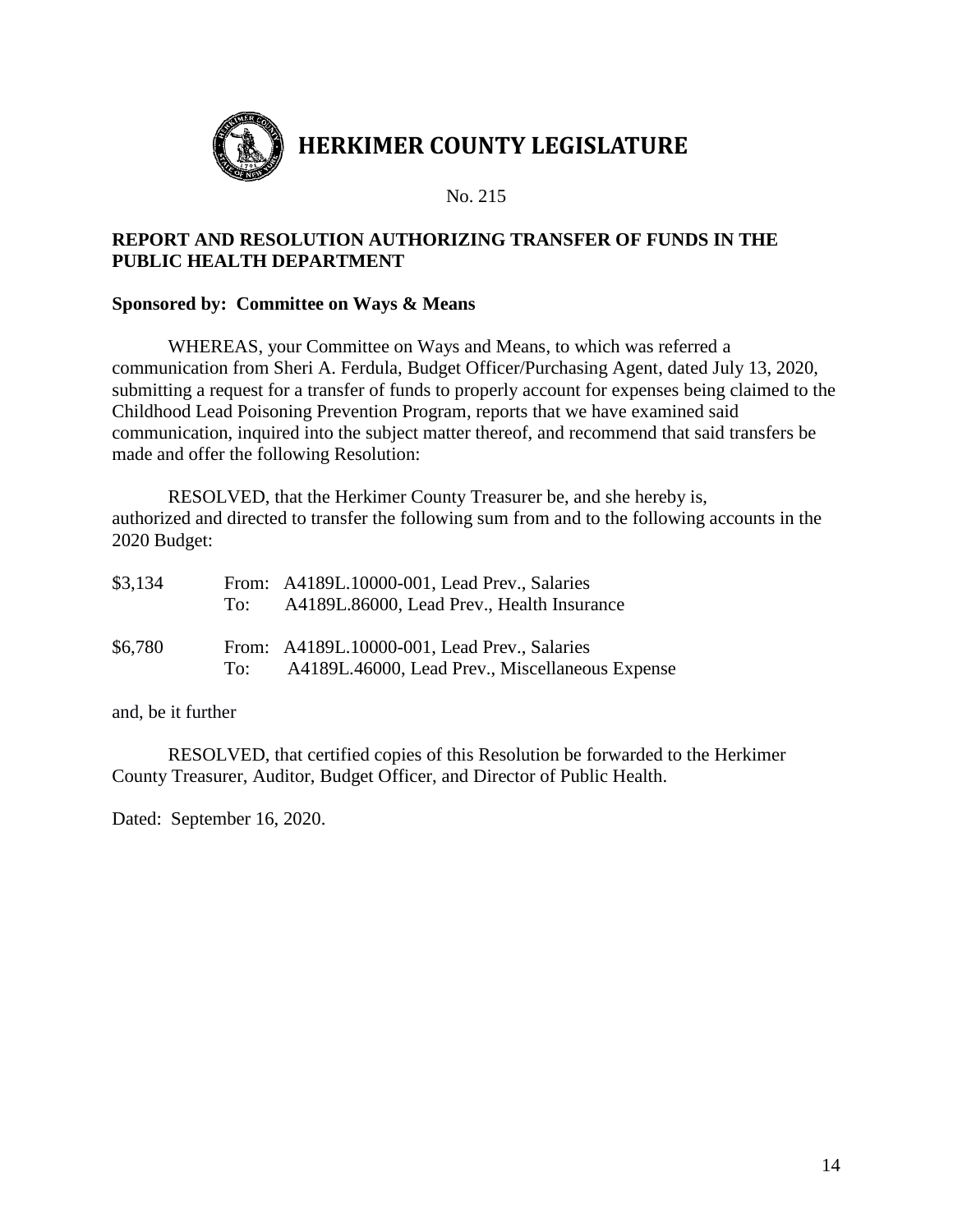# HERKIMER COUNTY LEGISLATURE

No. 215

**REPORT AND RESOLUTION AUTHORIZING TRANSFER OF FUNDS IN THE PUBLIC HEALTH DEPARTMENT**

**Sponsored by: Committee on Ways & Means**

WHEREAS, your Committee on Ways and Means, to which was referred a communication from Sheri A. Ferdula, Budget Officer/Purchasing Agent, dated July 13, 2020, submitting a request for a transfer of funds to properly account for expenses being claimed to the Childhood Lead Poisoning Prevention Program, reports that we have examined said communication, inquired into the subject matter thereof, and recommend that said transfers be made and offer the following Resolution:

RESOLVED, that the Herkimer County Treasurer be, and she hereby is, authorized and directed to transfer the following sum from and to the following accounts in the 2020 Budget:

| | | |
|---|---|---|
| $3,134 | From: | A4189L.10000-001, Lead Prev., Salaries |
| | To: | A4189L.86000, Lead Prev., Health Insurance |
| $6,780 | From: | A4189L.10000-001, Lead Prev., Salaries |
| | To: | A4189L.46000, Lead Prev., Miscellaneous Expense |

and, be it further

RESOLVED, that certified copies of this Resolution be forwarded to the Herkimer County Treasurer, Auditor, Budget Officer, and Director of Public Health.

Dated: September 16, 2020.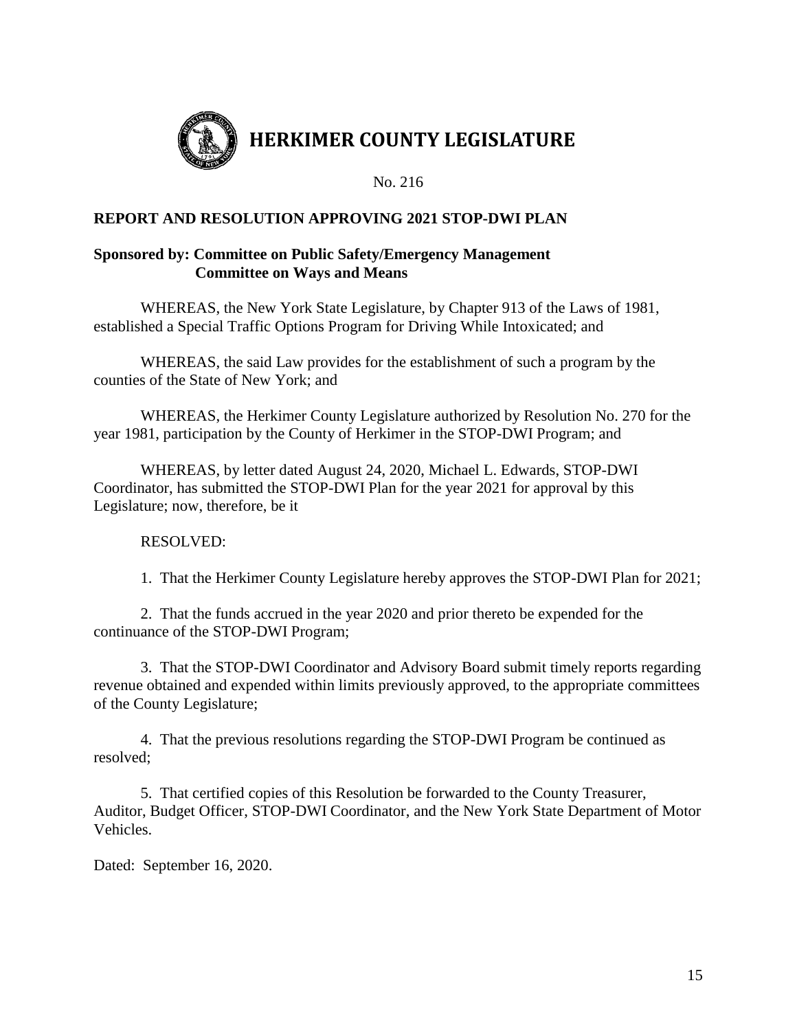# HERKIMER COUNTY LEGISLATURE

No. 216

**REPORT AND RESOLUTION APPROVING 2021 STOP-DWI PLAN**

**Sponsored by: Committee on Public Safety/Emergency Management**
**Committee on Ways and Means**

WHEREAS, the New York State Legislature, by Chapter 913 of the Laws of 1981, established a Special Traffic Options Program for Driving While Intoxicated; and

WHEREAS, the said Law provides for the establishment of such a program by the counties of the State of New York; and

WHEREAS, the Herkimer County Legislature authorized by Resolution No. 270 for the year 1981, participation by the County of Herkimer in the STOP-DWI Program; and

WHEREAS, by letter dated August 24, 2020, Michael L. Edwards, STOP-DWI Coordinator, has submitted the STOP-DWI Plan for the year 2021 for approval by this Legislature; now, therefore, be it

RESOLVED:

1. That the Herkimer County Legislature hereby approves the STOP-DWI Plan for 2021;

2. That the funds accrued in the year 2020 and prior thereto be expended for the continuance of the STOP-DWI Program;

3. That the STOP-DWI Coordinator and Advisory Board submit timely reports regarding revenue obtained and expended within limits previously approved, to the appropriate committees of the County Legislature;

4. That the previous resolutions regarding the STOP-DWI Program be continued as resolved;

5. That certified copies of this Resolution be forwarded to the County Treasurer, Auditor, Budget Officer, STOP-DWI Coordinator, and the New York State Department of Motor Vehicles.

Dated: September 16, 2020.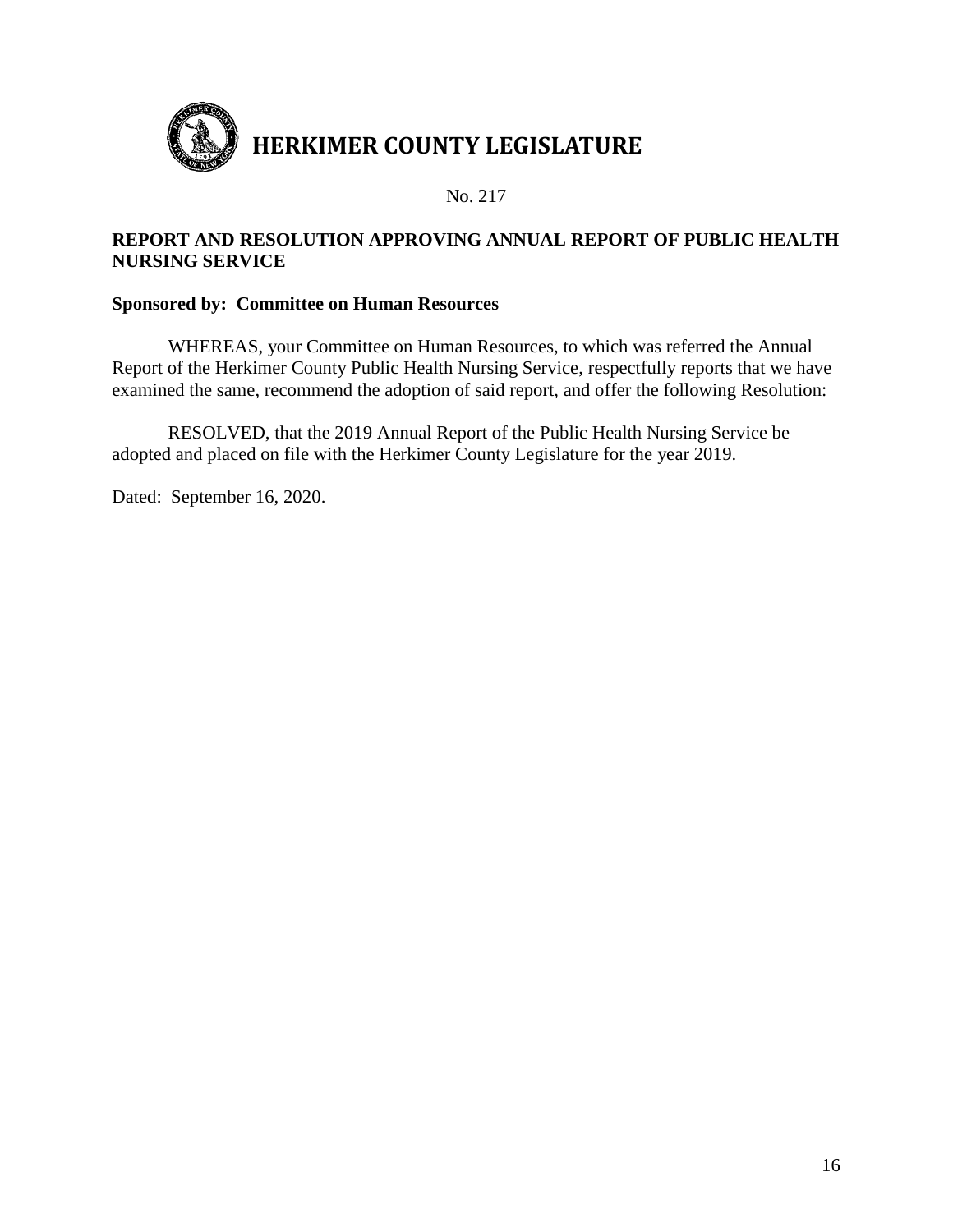# HERKIMER COUNTY LEGISLATURE

No. 217

**REPORT AND RESOLUTION APPROVING ANNUAL REPORT OF PUBLIC HEALTH NURSING SERVICE**

**Sponsored by: Committee on Human Resources**

WHEREAS, your Committee on Human Resources, to which was referred the Annual Report of the Herkimer County Public Health Nursing Service, respectfully reports that we have examined the same, recommend the adoption of said report, and offer the following Resolution:

RESOLVED, that the 2019 Annual Report of the Public Health Nursing Service be adopted and placed on file with the Herkimer County Legislature for the year 2019.

Dated: September 16, 2020.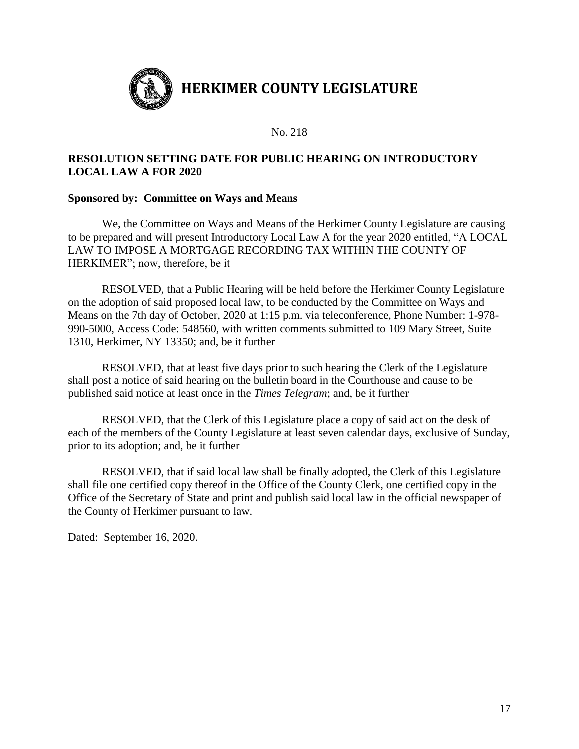# HERKIMER COUNTY LEGISLATURE

No. 218

## RESOLUTION SETTING DATE FOR PUBLIC HEARING ON INTRODUCTORY LOCAL LAW A FOR 2020

**Sponsored by: Committee on Ways and Means**

We, the Committee on Ways and Means of the Herkimer County Legislature are causing to be prepared and will present Introductory Local Law A for the year 2020 entitled, "A LOCAL LAW TO IMPOSE A MORTGAGE RECORDING TAX WITHIN THE COUNTY OF HERKIMER"; now, therefore, be it

RESOLVED, that a Public Hearing will be held before the Herkimer County Legislature on the adoption of said proposed local law, to be conducted by the Committee on Ways and Means on the 7th day of October, 2020 at 1:15 p.m. via teleconference, Phone Number: 1-978-990-5000, Access Code: 548560, with written comments submitted to 109 Mary Street, Suite 1310, Herkimer, NY 13350; and, be it further

RESOLVED, that at least five days prior to such hearing the Clerk of the Legislature shall post a notice of said hearing on the bulletin board in the Courthouse and cause to be published said notice at least once in the *Times Telegram*; and, be it further

RESOLVED, that the Clerk of this Legislature place a copy of said act on the desk of each of the members of the County Legislature at least seven calendar days, exclusive of Sunday, prior to its adoption; and, be it further

RESOLVED, that if said local law shall be finally adopted, the Clerk of this Legislature shall file one certified copy thereof in the Office of the County Clerk, one certified copy in the Office of the Secretary of State and print and publish said local law in the official newspaper of the County of Herkimer pursuant to law.

Dated: September 16, 2020.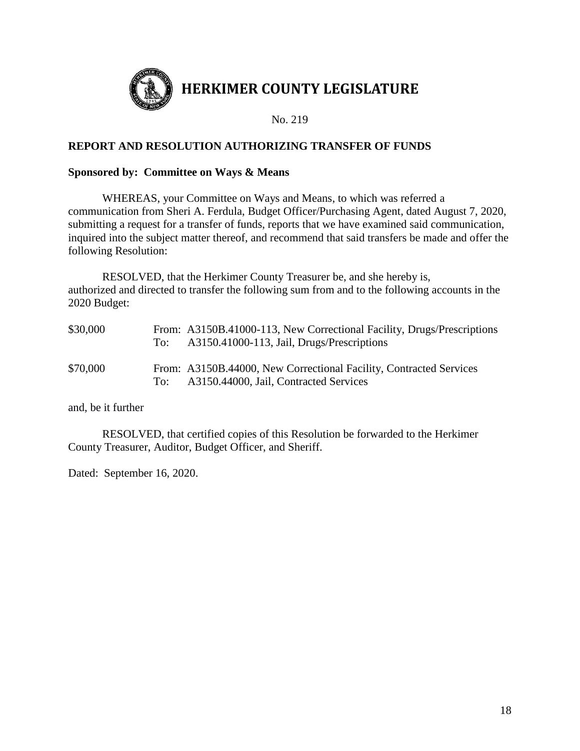# HERKIMER COUNTY LEGISLATURE

No. 219

**REPORT AND RESOLUTION AUTHORIZING TRANSFER OF FUNDS**

**Sponsored by: Committee on Ways & Means**

WHEREAS, your Committee on Ways and Means, to which was referred a communication from Sheri A. Ferdula, Budget Officer/Purchasing Agent, dated August 7, 2020, submitting a request for a transfer of funds, reports that we have examined said communication, inquired into the subject matter thereof, and recommend that said transfers be made and offer the following Resolution:

RESOLVED, that the Herkimer County Treasurer be, and she hereby is, authorized and directed to transfer the following sum from and to the following accounts in the 2020 Budget:

| | |
|---|---|
| $30,000 | From: A3150B.41000-113, New Correctional Facility, Drugs/Prescriptions<br>To: A3150.41000-113, Jail, Drugs/Prescriptions |
| $70,000 | From: A3150B.44000, New Correctional Facility, Contracted Services<br>To: A3150.44000, Jail, Contracted Services |

and, be it further

RESOLVED, that certified copies of this Resolution be forwarded to the Herkimer County Treasurer, Auditor, Budget Officer, and Sheriff.

Dated: September 16, 2020.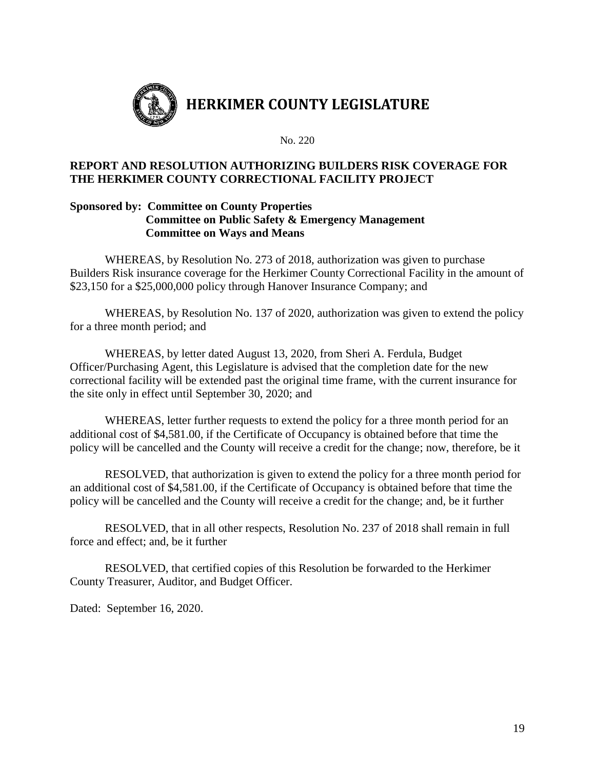# HERKIMER COUNTY LEGISLATURE

No. 220

**REPORT AND RESOLUTION AUTHORIZING BUILDERS RISK COVERAGE FOR THE HERKIMER COUNTY CORRECTIONAL FACILITY PROJECT**

**Sponsored by: Committee on County Properties**
**Committee on Public Safety & Emergency Management**
**Committee on Ways and Means**

WHEREAS, by Resolution No. 273 of 2018, authorization was given to purchase Builders Risk insurance coverage for the Herkimer County Correctional Facility in the amount of $23,150 for a $25,000,000 policy through Hanover Insurance Company; and

WHEREAS, by Resolution No. 137 of 2020, authorization was given to extend the policy for a three month period; and

WHEREAS, by letter dated August 13, 2020, from Sheri A. Ferdula, Budget Officer/Purchasing Agent, this Legislature is advised that the completion date for the new correctional facility will be extended past the original time frame, with the current insurance for the site only in effect until September 30, 2020; and

WHEREAS, letter further requests to extend the policy for a three month period for an additional cost of $4,581.00, if the Certificate of Occupancy is obtained before that time the policy will be cancelled and the County will receive a credit for the change; now, therefore, be it

RESOLVED, that authorization is given to extend the policy for a three month period for an additional cost of $4,581.00, if the Certificate of Occupancy is obtained before that time the policy will be cancelled and the County will receive a credit for the change; and, be it further

RESOLVED, that in all other respects, Resolution No. 237 of 2018 shall remain in full force and effect; and, be it further

RESOLVED, that certified copies of this Resolution be forwarded to the Herkimer County Treasurer, Auditor, and Budget Officer.

Dated: September 16, 2020.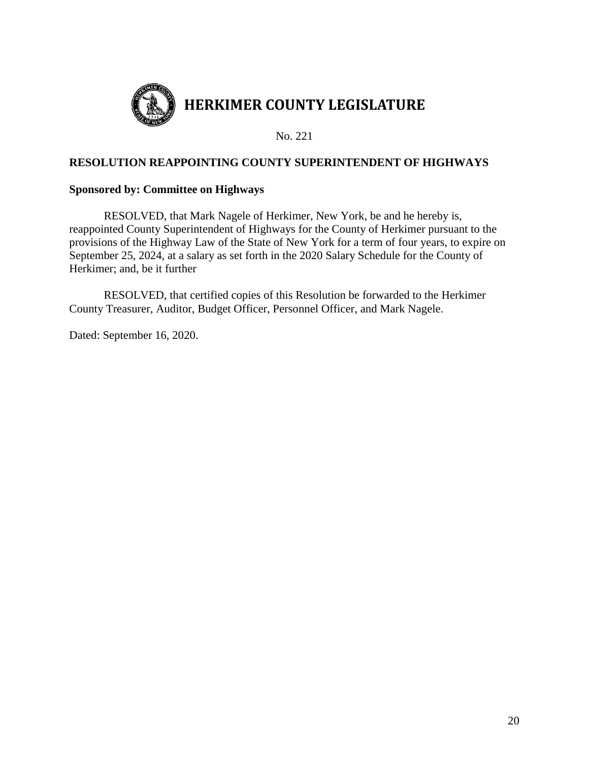# HERKIMER COUNTY LEGISLATURE

No. 221

**RESOLUTION REAPPOINTING COUNTY SUPERINTENDENT OF HIGHWAYS**

**Sponsored by: Committee on Highways**

RESOLVED, that Mark Nagele of Herkimer, New York, be and he hereby is, reappointed County Superintendent of Highways for the County of Herkimer pursuant to the provisions of the Highway Law of the State of New York for a term of four years, to expire on September 25, 2024, at a salary as set forth in the 2020 Salary Schedule for the County of Herkimer; and, be it further

RESOLVED, that certified copies of this Resolution be forwarded to the Herkimer County Treasurer, Auditor, Budget Officer, Personnel Officer, and Mark Nagele.

Dated: September 16, 2020.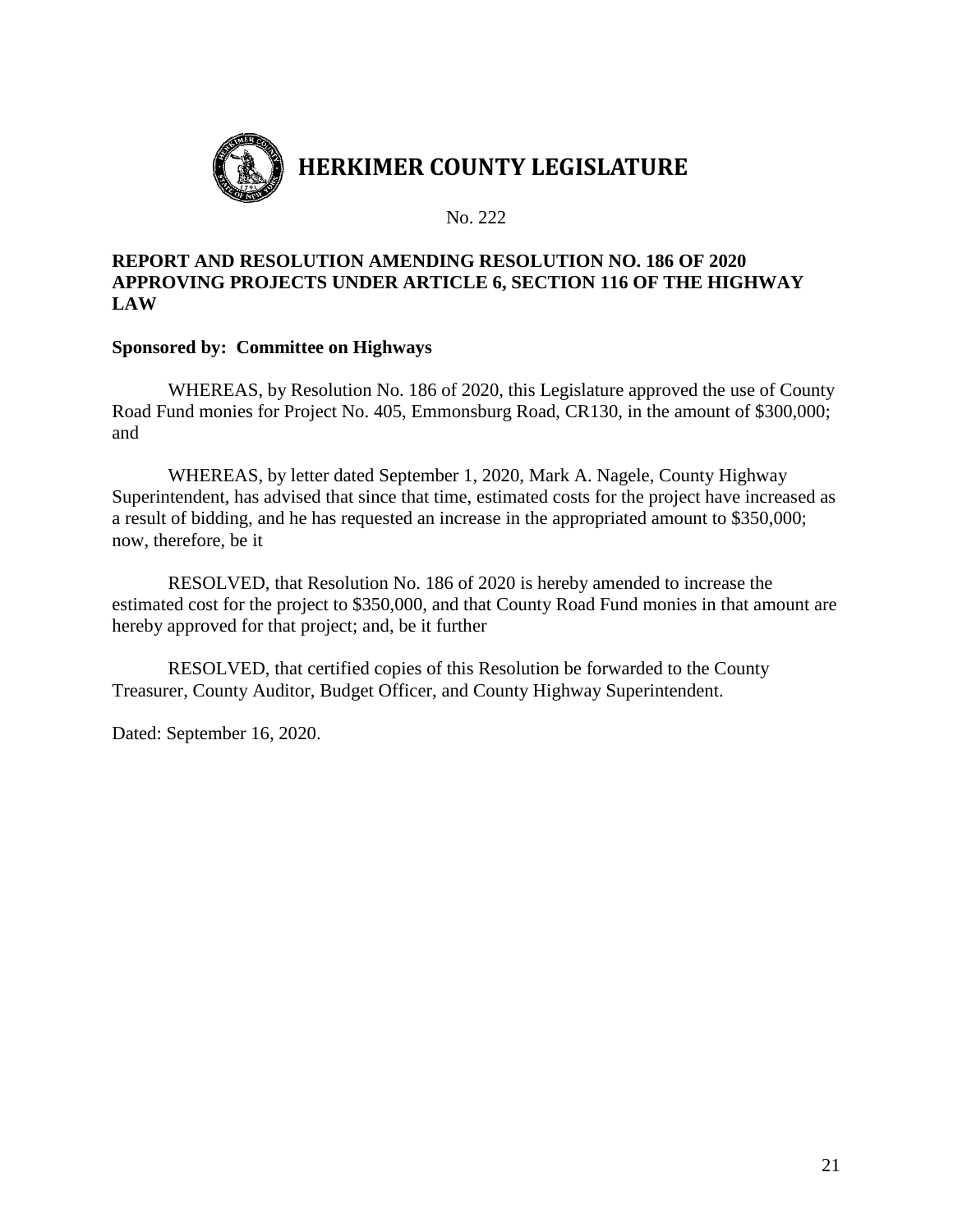# HERKIMER COUNTY LEGISLATURE

No. 222

**REPORT AND RESOLUTION AMENDING RESOLUTION NO. 186 OF 2020 APPROVING PROJECTS UNDER ARTICLE 6, SECTION 116 OF THE HIGHWAY LAW**

**Sponsored by: Committee on Highways**

WHEREAS, by Resolution No. 186 of 2020, this Legislature approved the use of County Road Fund monies for Project No. 405, Emmonsburg Road, CR130, in the amount of $300,000; and

WHEREAS, by letter dated September 1, 2020, Mark A. Nagele, County Highway Superintendent, has advised that since that time, estimated costs for the project have increased as a result of bidding, and he has requested an increase in the appropriated amount to $350,000; now, therefore, be it

RESOLVED, that Resolution No. 186 of 2020 is hereby amended to increase the estimated cost for the project to $350,000, and that County Road Fund monies in that amount are hereby approved for that project; and, be it further

RESOLVED, that certified copies of this Resolution be forwarded to the County Treasurer, County Auditor, Budget Officer, and County Highway Superintendent.

Dated: September 16, 2020.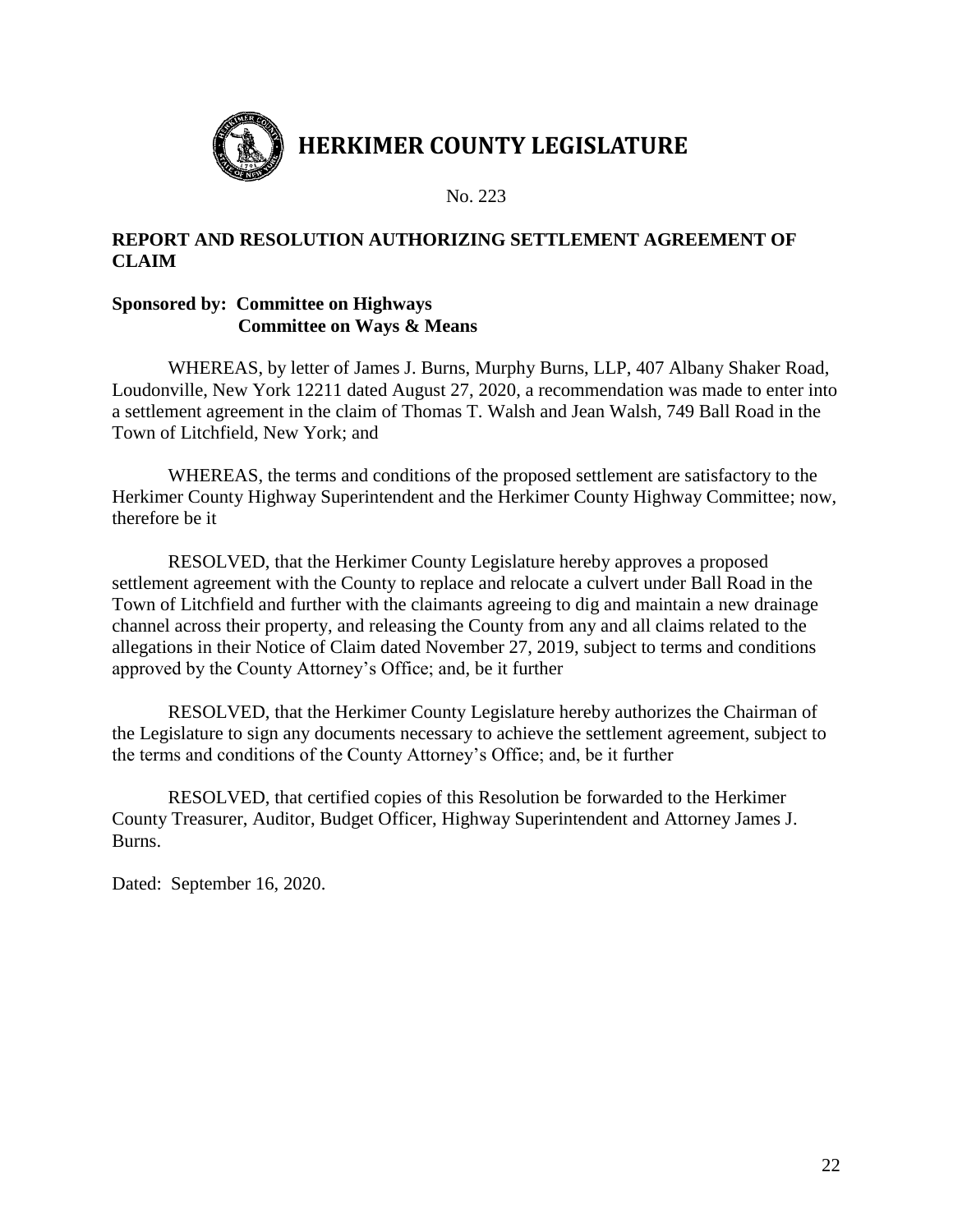# HERKIMER COUNTY LEGISLATURE

No. 223

## REPORT AND RESOLUTION AUTHORIZING SETTLEMENT AGREEMENT OF CLAIM

**Sponsored by: Committee on Highways**
**Committee on Ways & Means**

WHEREAS, by letter of James J. Burns, Murphy Burns, LLP, 407 Albany Shaker Road, Loudonville, New York 12211 dated August 27, 2020, a recommendation was made to enter into a settlement agreement in the claim of Thomas T. Walsh and Jean Walsh, 749 Ball Road in the Town of Litchfield, New York; and

WHEREAS, the terms and conditions of the proposed settlement are satisfactory to the Herkimer County Highway Superintendent and the Herkimer County Highway Committee; now, therefore be it

RESOLVED, that the Herkimer County Legislature hereby approves a proposed settlement agreement with the County to replace and relocate a culvert under Ball Road in the Town of Litchfield and further with the claimants agreeing to dig and maintain a new drainage channel across their property, and releasing the County from any and all claims related to the allegations in their Notice of Claim dated November 27, 2019, subject to terms and conditions approved by the County Attorney's Office; and, be it further

RESOLVED, that the Herkimer County Legislature hereby authorizes the Chairman of the Legislature to sign any documents necessary to achieve the settlement agreement, subject to the terms and conditions of the County Attorney's Office; and, be it further

RESOLVED, that certified copies of this Resolution be forwarded to the Herkimer County Treasurer, Auditor, Budget Officer, Highway Superintendent and Attorney James J. Burns.

Dated: September 16, 2020.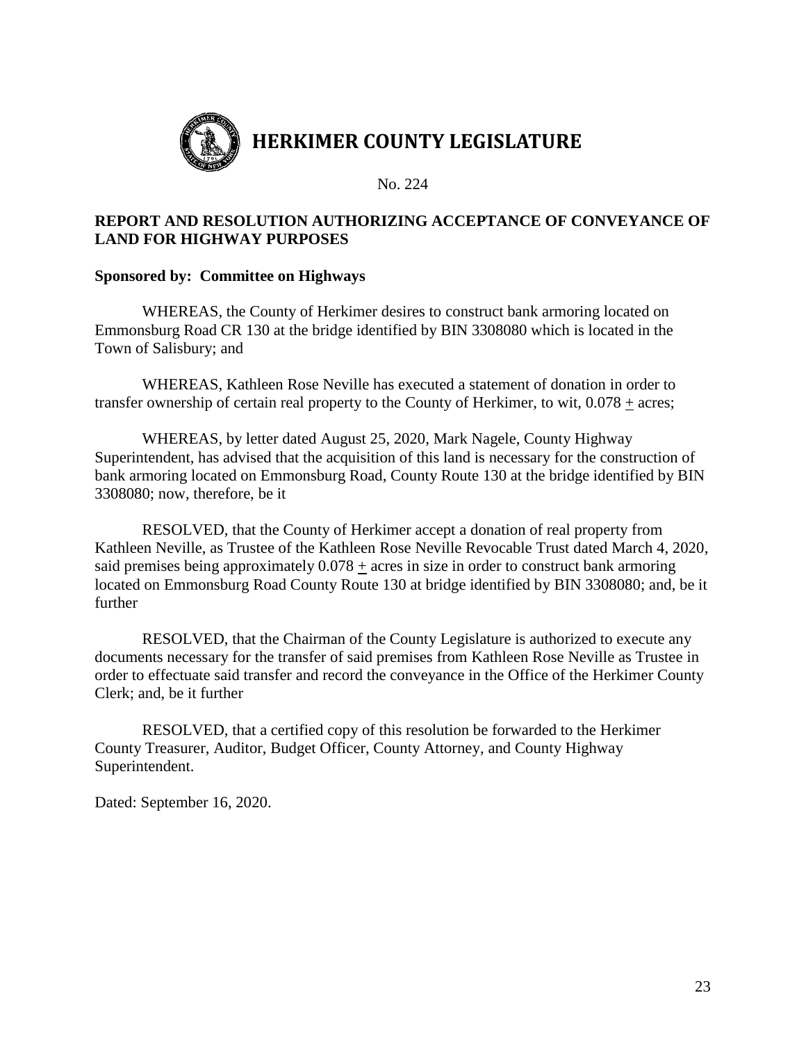# HERKIMER COUNTY LEGISLATURE

No. 224

**REPORT AND RESOLUTION AUTHORIZING ACCEPTANCE OF CONVEYANCE OF LAND FOR HIGHWAY PURPOSES**

**Sponsored by: Committee on Highways**

WHEREAS, the County of Herkimer desires to construct bank armoring located on Emmonsburg Road CR 130 at the bridge identified by BIN 3308080 which is located in the Town of Salisbury; and

WHEREAS, Kathleen Rose Neville has executed a statement of donation in order to transfer ownership of certain real property to the County of Herkimer, to wit, 0.078 ± acres;

WHEREAS, by letter dated August 25, 2020, Mark Nagele, County Highway Superintendent, has advised that the acquisition of this land is necessary for the construction of bank armoring located on Emmonsburg Road, County Route 130 at the bridge identified by BIN 3308080; now, therefore, be it

RESOLVED, that the County of Herkimer accept a donation of real property from Kathleen Neville, as Trustee of the Kathleen Rose Neville Revocable Trust dated March 4, 2020, said premises being approximately 0.078 ± acres in size in order to construct bank armoring located on Emmonsburg Road County Route 130 at bridge identified by BIN 3308080; and, be it further

RESOLVED, that the Chairman of the County Legislature is authorized to execute any documents necessary for the transfer of said premises from Kathleen Rose Neville as Trustee in order to effectuate said transfer and record the conveyance in the Office of the Herkimer County Clerk; and, be it further

RESOLVED, that a certified copy of this resolution be forwarded to the Herkimer County Treasurer, Auditor, Budget Officer, County Attorney, and County Highway Superintendent.

Dated: September 16, 2020.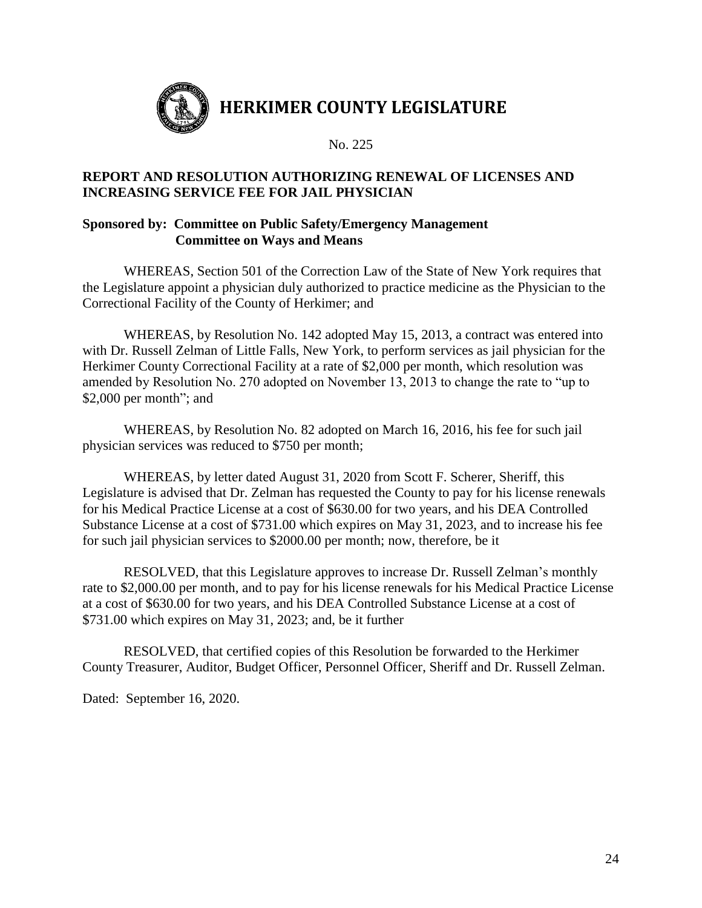# HERKIMER COUNTY LEGISLATURE

No. 225

**REPORT AND RESOLUTION AUTHORIZING RENEWAL OF LICENSES AND INCREASING SERVICE FEE FOR JAIL PHYSICIAN**

**Sponsored by: Committee on Public Safety/Emergency Management**
**Committee on Ways and Means**

WHEREAS, Section 501 of the Correction Law of the State of New York requires that the Legislature appoint a physician duly authorized to practice medicine as the Physician to the Correctional Facility of the County of Herkimer; and

WHEREAS, by Resolution No. 142 adopted May 15, 2013, a contract was entered into with Dr. Russell Zelman of Little Falls, New York, to perform services as jail physician for the Herkimer County Correctional Facility at a rate of $2,000 per month, which resolution was amended by Resolution No. 270 adopted on November 13, 2013 to change the rate to "up to $2,000 per month"; and

WHEREAS, by Resolution No. 82 adopted on March 16, 2016, his fee for such jail physician services was reduced to $750 per month;

WHEREAS, by letter dated August 31, 2020 from Scott F. Scherer, Sheriff, this Legislature is advised that Dr. Zelman has requested the County to pay for his license renewals for his Medical Practice License at a cost of $630.00 for two years, and his DEA Controlled Substance License at a cost of $731.00 which expires on May 31, 2023, and to increase his fee for such jail physician services to $2000.00 per month; now, therefore, be it

RESOLVED, that this Legislature approves to increase Dr. Russell Zelman's monthly rate to $2,000.00 per month, and to pay for his license renewals for his Medical Practice License at a cost of $630.00 for two years, and his DEA Controlled Substance License at a cost of $731.00 which expires on May 31, 2023; and, be it further

RESOLVED, that certified copies of this Resolution be forwarded to the Herkimer County Treasurer, Auditor, Budget Officer, Personnel Officer, Sheriff and Dr. Russell Zelman.

Dated: September 16, 2020.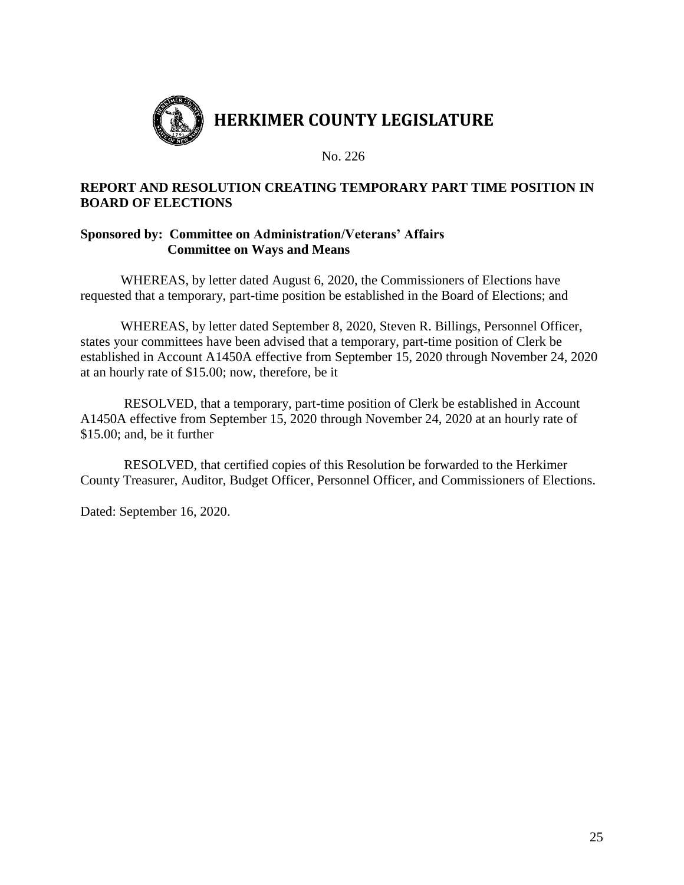# HERKIMER COUNTY LEGISLATURE

No. 226

## REPORT AND RESOLUTION CREATING TEMPORARY PART TIME POSITION IN BOARD OF ELECTIONS

**Sponsored by: Committee on Administration/Veterans' Affairs**
**Committee on Ways and Means**

WHEREAS, by letter dated August 6, 2020, the Commissioners of Elections have requested that a temporary, part-time position be established in the Board of Elections; and

WHEREAS, by letter dated September 8, 2020, Steven R. Billings, Personnel Officer, states your committees have been advised that a temporary, part-time position of Clerk be established in Account A1450A effective from September 15, 2020 through November 24, 2020 at an hourly rate of $15.00; now, therefore, be it

RESOLVED, that a temporary, part-time position of Clerk be established in Account A1450A effective from September 15, 2020 through November 24, 2020 at an hourly rate of $15.00; and, be it further

RESOLVED, that certified copies of this Resolution be forwarded to the Herkimer County Treasurer, Auditor, Budget Officer, Personnel Officer, and Commissioners of Elections.

Dated: September 16, 2020.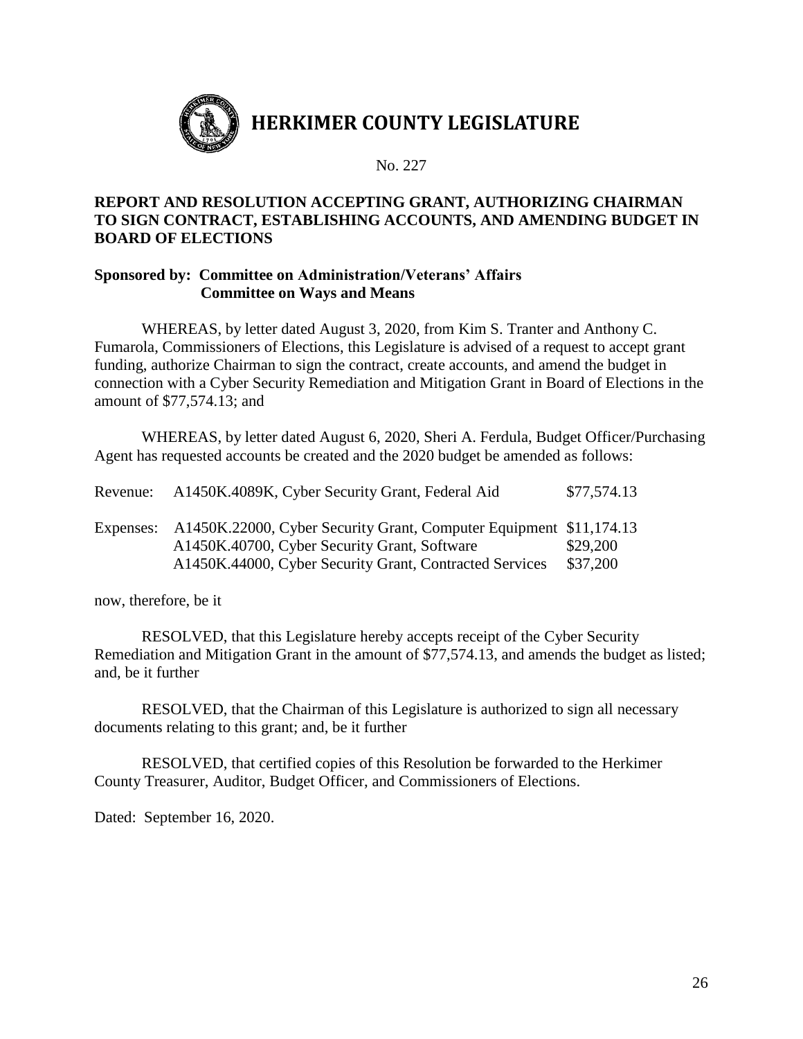# HERKIMER COUNTY LEGISLATURE

No. 227

**REPORT AND RESOLUTION ACCEPTING GRANT, AUTHORIZING CHAIRMAN TO SIGN CONTRACT, ESTABLISHING ACCOUNTS, AND AMENDING BUDGET IN BOARD OF ELECTIONS**

**Sponsored by: Committee on Administration/Veterans' Affairs**
**Committee on Ways and Means**

WHEREAS, by letter dated August 3, 2020, from Kim S. Tranter and Anthony C. Fumarola, Commissioners of Elections, this Legislature is advised of a request to accept grant funding, authorize Chairman to sign the contract, create accounts, and amend the budget in connection with a Cyber Security Remediation and Mitigation Grant in Board of Elections in the amount of $77,574.13; and

WHEREAS, by letter dated August 6, 2020, Sheri A. Ferdula, Budget Officer/Purchasing Agent has requested accounts be created and the 2020 budget be amended as follows:

| | | |
|---|---|---|
| Revenue: | A1450K.4089K, Cyber Security Grant, Federal Aid | $77,574.13 |
| Expenses: | A1450K.22000, Cyber Security Grant, Computer Equipment | $11,174.13 |
| | A1450K.40700, Cyber Security Grant, Software | $29,200 |
| | A1450K.44000, Cyber Security Grant, Contracted Services | $37,200 |

now, therefore, be it

RESOLVED, that this Legislature hereby accepts receipt of the Cyber Security Remediation and Mitigation Grant in the amount of $77,574.13, and amends the budget as listed; and, be it further

RESOLVED, that the Chairman of this Legislature is authorized to sign all necessary documents relating to this grant; and, be it further

RESOLVED, that certified copies of this Resolution be forwarded to the Herkimer County Treasurer, Auditor, Budget Officer, and Commissioners of Elections.

Dated: September 16, 2020.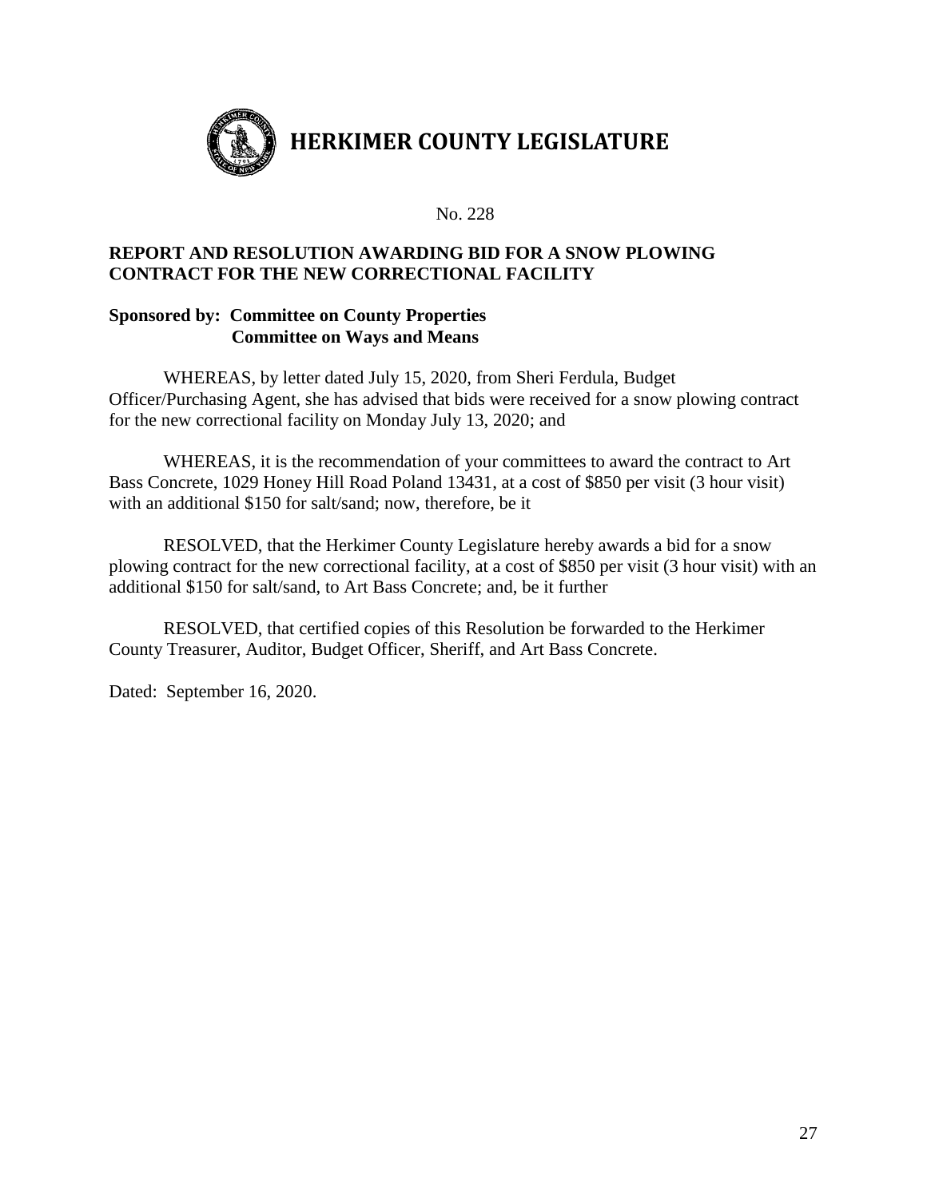# HERKIMER COUNTY LEGISLATURE

No. 228

**REPORT AND RESOLUTION AWARDING BID FOR A SNOW PLOWING CONTRACT FOR THE NEW CORRECTIONAL FACILITY**

**Sponsored by: Committee on County Properties**
**Committee on Ways and Means**

WHEREAS, by letter dated July 15, 2020, from Sheri Ferdula, Budget Officer/Purchasing Agent, she has advised that bids were received for a snow plowing contract for the new correctional facility on Monday July 13, 2020; and

WHEREAS, it is the recommendation of your committees to award the contract to Art Bass Concrete, 1029 Honey Hill Road Poland 13431, at a cost of $850 per visit (3 hour visit) with an additional $150 for salt/sand; now, therefore, be it

RESOLVED, that the Herkimer County Legislature hereby awards a bid for a snow plowing contract for the new correctional facility, at a cost of $850 per visit (3 hour visit) with an additional $150 for salt/sand, to Art Bass Concrete; and, be it further

RESOLVED, that certified copies of this Resolution be forwarded to the Herkimer County Treasurer, Auditor, Budget Officer, Sheriff, and Art Bass Concrete.

Dated: September 16, 2020.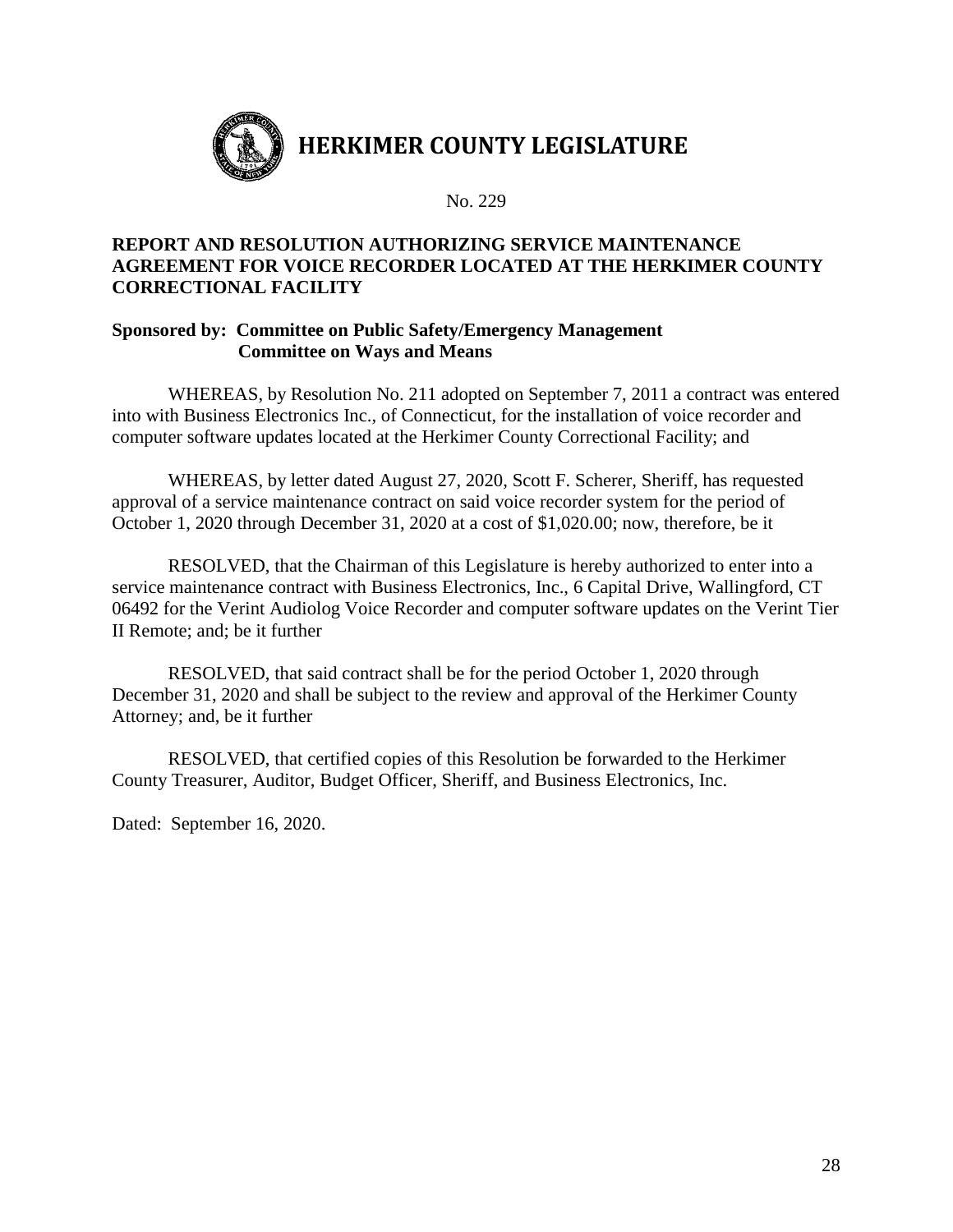# HERKIMER COUNTY LEGISLATURE

No. 229

**REPORT AND RESOLUTION AUTHORIZING SERVICE MAINTENANCE AGREEMENT FOR VOICE RECORDER LOCATED AT THE HERKIMER COUNTY CORRECTIONAL FACILITY**

**Sponsored by: Committee on Public Safety/Emergency Management**
**Committee on Ways and Means**

WHEREAS, by Resolution No. 211 adopted on September 7, 2011 a contract was entered into with Business Electronics Inc., of Connecticut, for the installation of voice recorder and computer software updates located at the Herkimer County Correctional Facility; and

WHEREAS, by letter dated August 27, 2020, Scott F. Scherer, Sheriff, has requested approval of a service maintenance contract on said voice recorder system for the period of October 1, 2020 through December 31, 2020 at a cost of $1,020.00; now, therefore, be it

RESOLVED, that the Chairman of this Legislature is hereby authorized to enter into a service maintenance contract with Business Electronics, Inc., 6 Capital Drive, Wallingford, CT 06492 for the Verint Audiolog Voice Recorder and computer software updates on the Verint Tier II Remote; and; be it further

RESOLVED, that said contract shall be for the period October 1, 2020 through December 31, 2020 and shall be subject to the review and approval of the Herkimer County Attorney; and, be it further

RESOLVED, that certified copies of this Resolution be forwarded to the Herkimer County Treasurer, Auditor, Budget Officer, Sheriff, and Business Electronics, Inc.

Dated: September 16, 2020.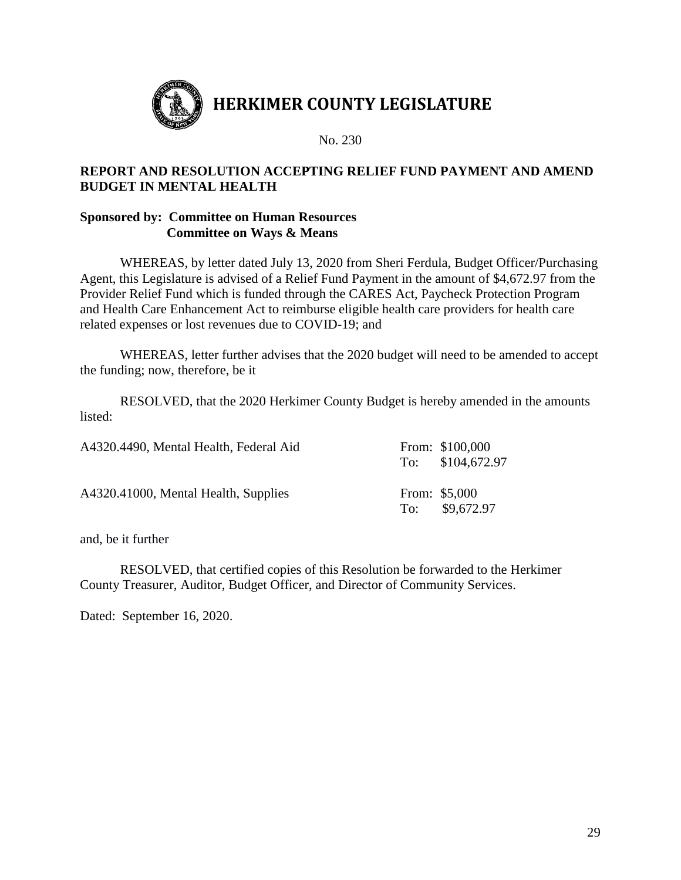# HERKIMER COUNTY LEGISLATURE

No. 230

**REPORT AND RESOLUTION ACCEPTING RELIEF FUND PAYMENT AND AMEND BUDGET IN MENTAL HEALTH**

**Sponsored by: Committee on Human Resources**
**Committee on Ways & Means**

WHEREAS, by letter dated July 13, 2020 from Sheri Ferdula, Budget Officer/Purchasing Agent, this Legislature is advised of a Relief Fund Payment in the amount of $4,672.97 from the Provider Relief Fund which is funded through the CARES Act, Paycheck Protection Program and Health Care Enhancement Act to reimburse eligible health care providers for health care related expenses or lost revenues due to COVID-19; and

WHEREAS, letter further advises that the 2020 budget will need to be amended to accept the funding; now, therefore, be it

RESOLVED, that the 2020 Herkimer County Budget is hereby amended in the amounts listed:

| | |
|---|---|
| A4320.4490, Mental Health, Federal Aid | From: $100,000<br>To: $104,672.97 |
| A4320.41000, Mental Health, Supplies | From: $5,000<br>To: $9,672.97 |

and, be it further

RESOLVED, that certified copies of this Resolution be forwarded to the Herkimer County Treasurer, Auditor, Budget Officer, and Director of Community Services.

Dated: September 16, 2020.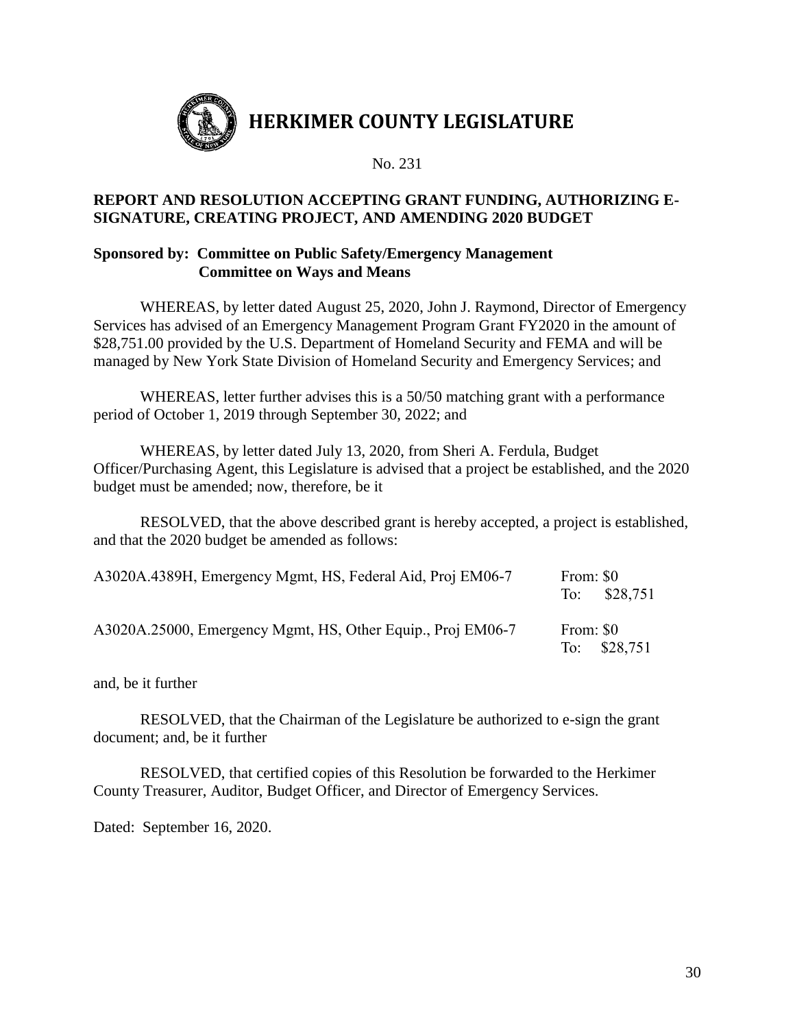# HERKIMER COUNTY LEGISLATURE

No. 231

**REPORT AND RESOLUTION ACCEPTING GRANT FUNDING, AUTHORIZING E-SIGNATURE, CREATING PROJECT, AND AMENDING 2020 BUDGET**

**Sponsored by: Committee on Public Safety/Emergency Management**
**Committee on Ways and Means**

WHEREAS, by letter dated August 25, 2020, John J. Raymond, Director of Emergency Services has advised of an Emergency Management Program Grant FY2020 in the amount of $28,751.00 provided by the U.S. Department of Homeland Security and FEMA and will be managed by New York State Division of Homeland Security and Emergency Services; and

WHEREAS, letter further advises this is a 50/50 matching grant with a performance period of October 1, 2019 through September 30, 2022; and

WHEREAS, by letter dated July 13, 2020, from Sheri A. Ferdula, Budget Officer/Purchasing Agent, this Legislature is advised that a project be established, and the 2020 budget must be amended; now, therefore, be it

RESOLVED, that the above described grant is hereby accepted, a project is established, and that the 2020 budget be amended as follows:

| Account | Amount |
|---|---|
| A3020A.4389H, Emergency Mgmt, HS, Federal Aid, Proj EM06-7 | From: $0<br>To: $28,751 |
| A3020A.25000, Emergency Mgmt, HS, Other Equip., Proj EM06-7 | From: $0<br>To: $28,751 |

and, be it further

RESOLVED, that the Chairman of the Legislature be authorized to e-sign the grant document; and, be it further

RESOLVED, that certified copies of this Resolution be forwarded to the Herkimer County Treasurer, Auditor, Budget Officer, and Director of Emergency Services.

Dated: September 16, 2020.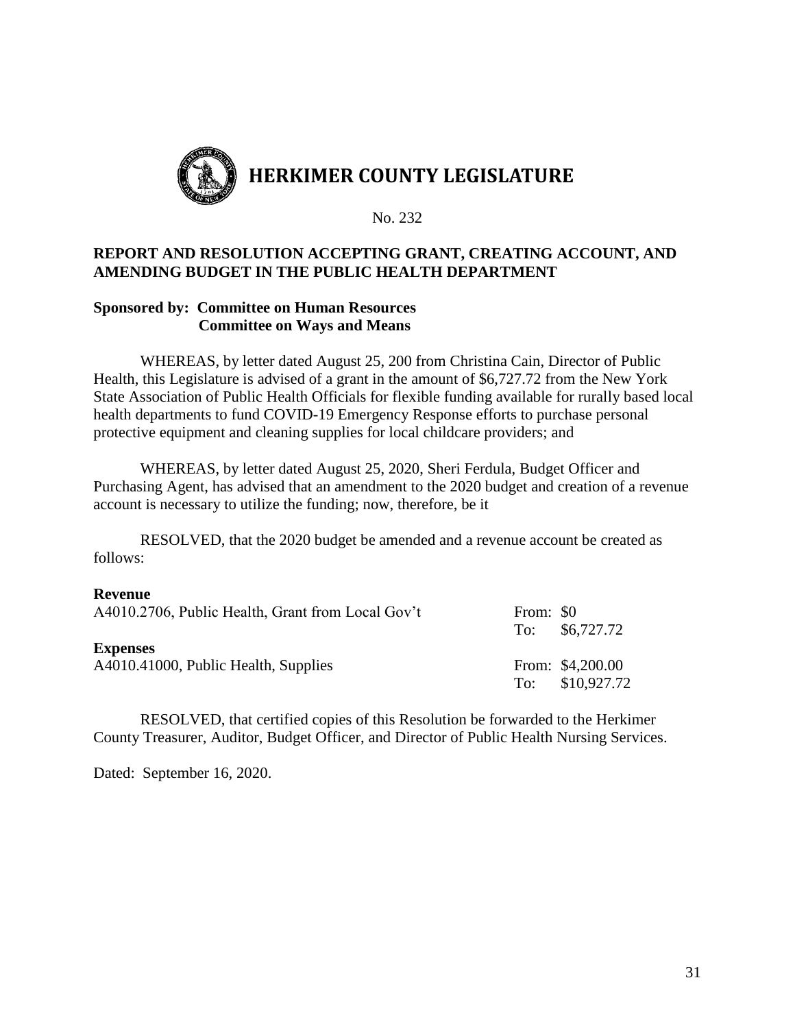# HERKIMER COUNTY LEGISLATURE

No. 232

**REPORT AND RESOLUTION ACCEPTING GRANT, CREATING ACCOUNT, AND AMENDING BUDGET IN THE PUBLIC HEALTH DEPARTMENT**

**Sponsored by: Committee on Human Resources**
**Committee on Ways and Means**

WHEREAS, by letter dated August 25, 200 from Christina Cain, Director of Public Health, this Legislature is advised of a grant in the amount of $6,727.72 from the New York State Association of Public Health Officials for flexible funding available for rurally based local health departments to fund COVID-19 Emergency Response efforts to purchase personal protective equipment and cleaning supplies for local childcare providers; and

WHEREAS, by letter dated August 25, 2020, Sheri Ferdula, Budget Officer and Purchasing Agent, has advised that an amendment to the 2020 budget and creation of a revenue account is necessary to utilize the funding; now, therefore, be it

RESOLVED, that the 2020 budget be amended and a revenue account be created as follows:

**Revenue**

| | |
|---|---|
| A4010.2706, Public Health, Grant from Local Gov't | From: $0 |
| | To: $6,727.72 |

**Expenses**

| | |
|---|---|
| A4010.41000, Public Health, Supplies | From: $4,200.00 |
| | To: $10,927.72 |

RESOLVED, that certified copies of this Resolution be forwarded to the Herkimer County Treasurer, Auditor, Budget Officer, and Director of Public Health Nursing Services.

Dated: September 16, 2020.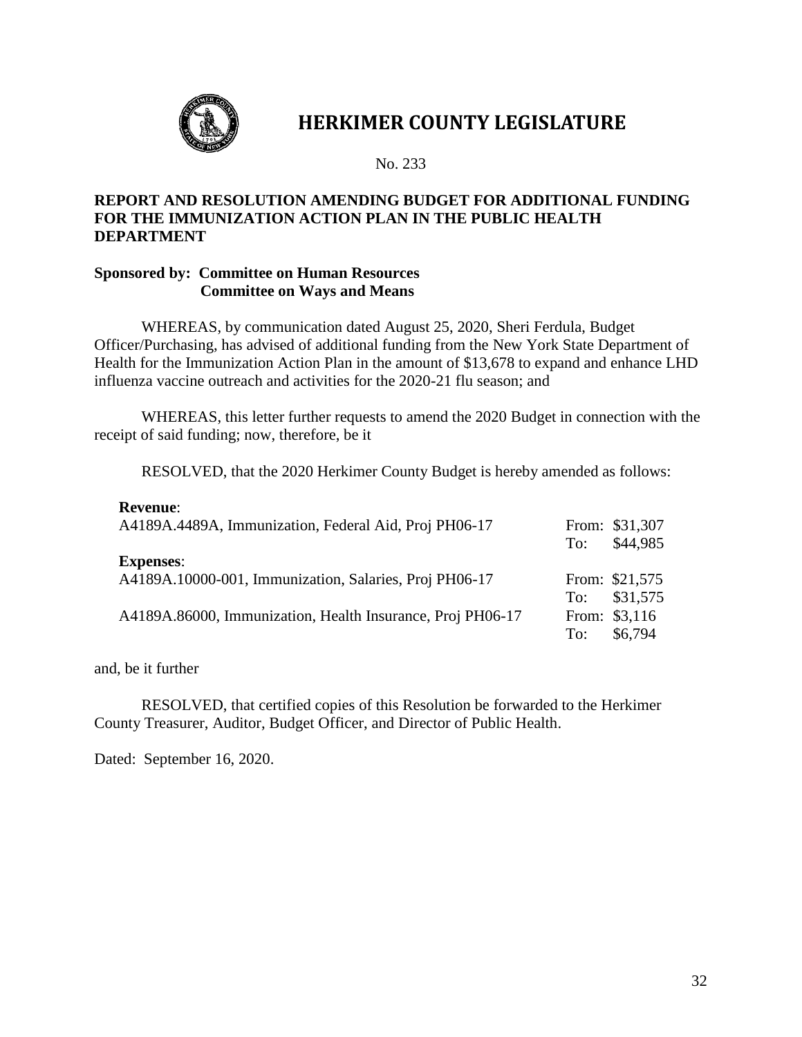# HERKIMER COUNTY LEGISLATURE

No. 233

**REPORT AND RESOLUTION AMENDING BUDGET FOR ADDITIONAL FUNDING FOR THE IMMUNIZATION ACTION PLAN IN THE PUBLIC HEALTH DEPARTMENT**

**Sponsored by: Committee on Human Resources**
**Committee on Ways and Means**

WHEREAS, by communication dated August 25, 2020, Sheri Ferdula, Budget Officer/Purchasing, has advised of additional funding from the New York State Department of Health for the Immunization Action Plan in the amount of $13,678 to expand and enhance LHD influenza vaccine outreach and activities for the 2020-21 flu season; and

WHEREAS, this letter further requests to amend the 2020 Budget in connection with the receipt of said funding; now, therefore, be it

RESOLVED, that the 2020 Herkimer County Budget is hereby amended as follows:

| | |
|---|---|
| **Revenue**: | |
| A4189A.4489A, Immunization, Federal Aid, Proj PH06-17 | From: $31,307 |
| | To: $44,985 |
| **Expenses**: | |
| A4189A.10000-001, Immunization, Salaries, Proj PH06-17 | From: $21,575 |
| | To: $31,575 |
| A4189A.86000, Immunization, Health Insurance, Proj PH06-17 | From: $3,116 |
| | To: $6,794 |

and, be it further

RESOLVED, that certified copies of this Resolution be forwarded to the Herkimer County Treasurer, Auditor, Budget Officer, and Director of Public Health.

Dated: September 16, 2020.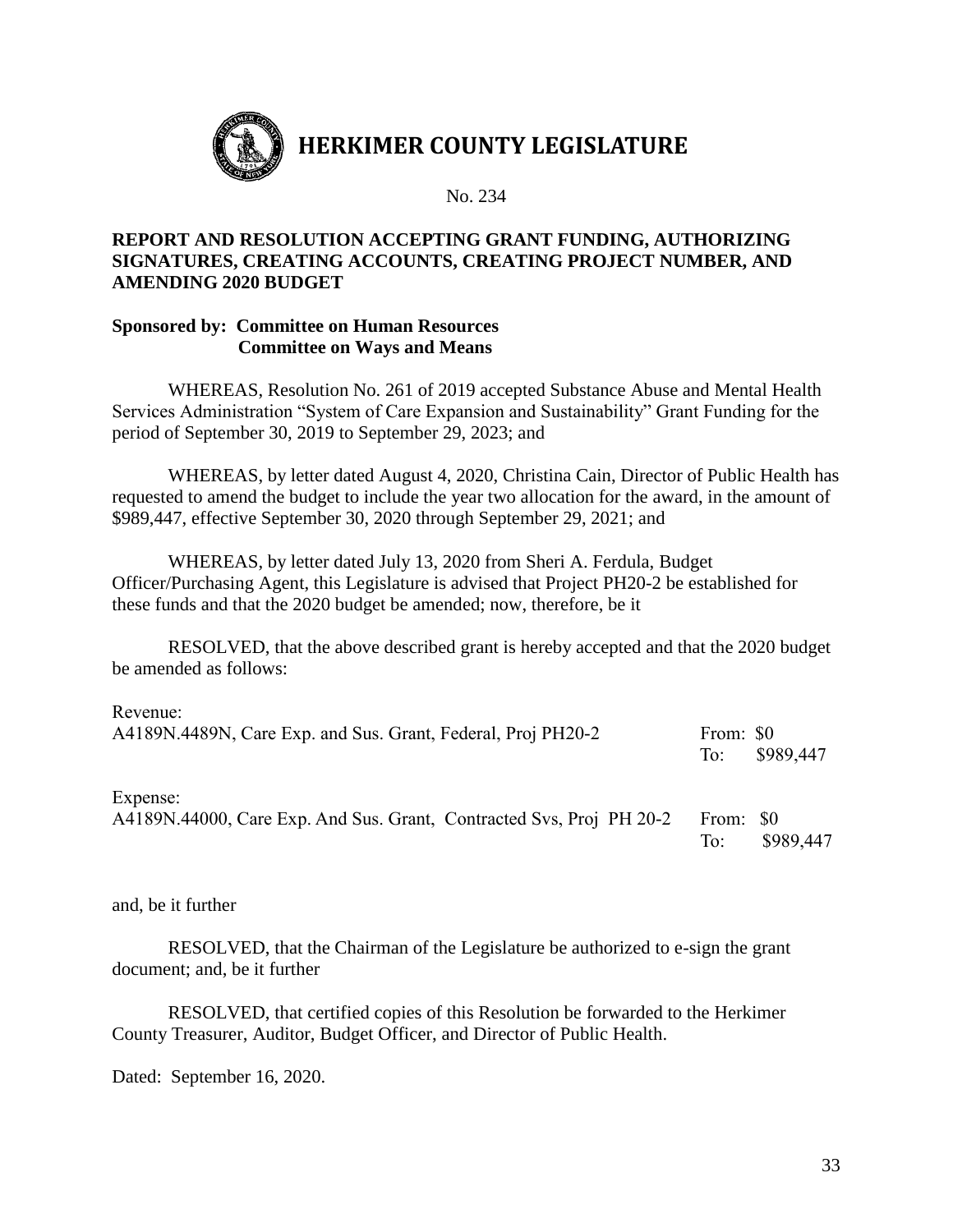# HERKIMER COUNTY LEGISLATURE

No. 234

**REPORT AND RESOLUTION ACCEPTING GRANT FUNDING, AUTHORIZING SIGNATURES, CREATING ACCOUNTS, CREATING PROJECT NUMBER, AND AMENDING 2020 BUDGET**

**Sponsored by: Committee on Human Resources**
**Committee on Ways and Means**

WHEREAS, Resolution No. 261 of 2019 accepted Substance Abuse and Mental Health Services Administration "System of Care Expansion and Sustainability" Grant Funding for the period of September 30, 2019 to September 29, 2023; and

WHEREAS, by letter dated August 4, 2020, Christina Cain, Director of Public Health has requested to amend the budget to include the year two allocation for the award, in the amount of \$989,447, effective September 30, 2020 through September 29, 2021; and

WHEREAS, by letter dated July 13, 2020 from Sheri A. Ferdula, Budget Officer/Purchasing Agent, this Legislature is advised that Project PH20-2 be established for these funds and that the 2020 budget be amended; now, therefore, be it

RESOLVED, that the above described grant is hereby accepted and that the 2020 budget be amended as follows:

Revenue:

| | | |
|---|---|---|
| A4189N.4489N, Care Exp. and Sus. Grant, Federal, Proj PH20-2 | From: | \$0 |
| | To: | \$989,447 |

Expense:

| | | |
|---|---|---|
| A4189N.44000, Care Exp. And Sus. Grant, Contracted Svs, Proj PH 20-2 | From: | \$0 |
| | To: | \$989,447 |

and, be it further

RESOLVED, that the Chairman of the Legislature be authorized to e-sign the grant document; and, be it further

RESOLVED, that certified copies of this Resolution be forwarded to the Herkimer County Treasurer, Auditor, Budget Officer, and Director of Public Health.

Dated: September 16, 2020.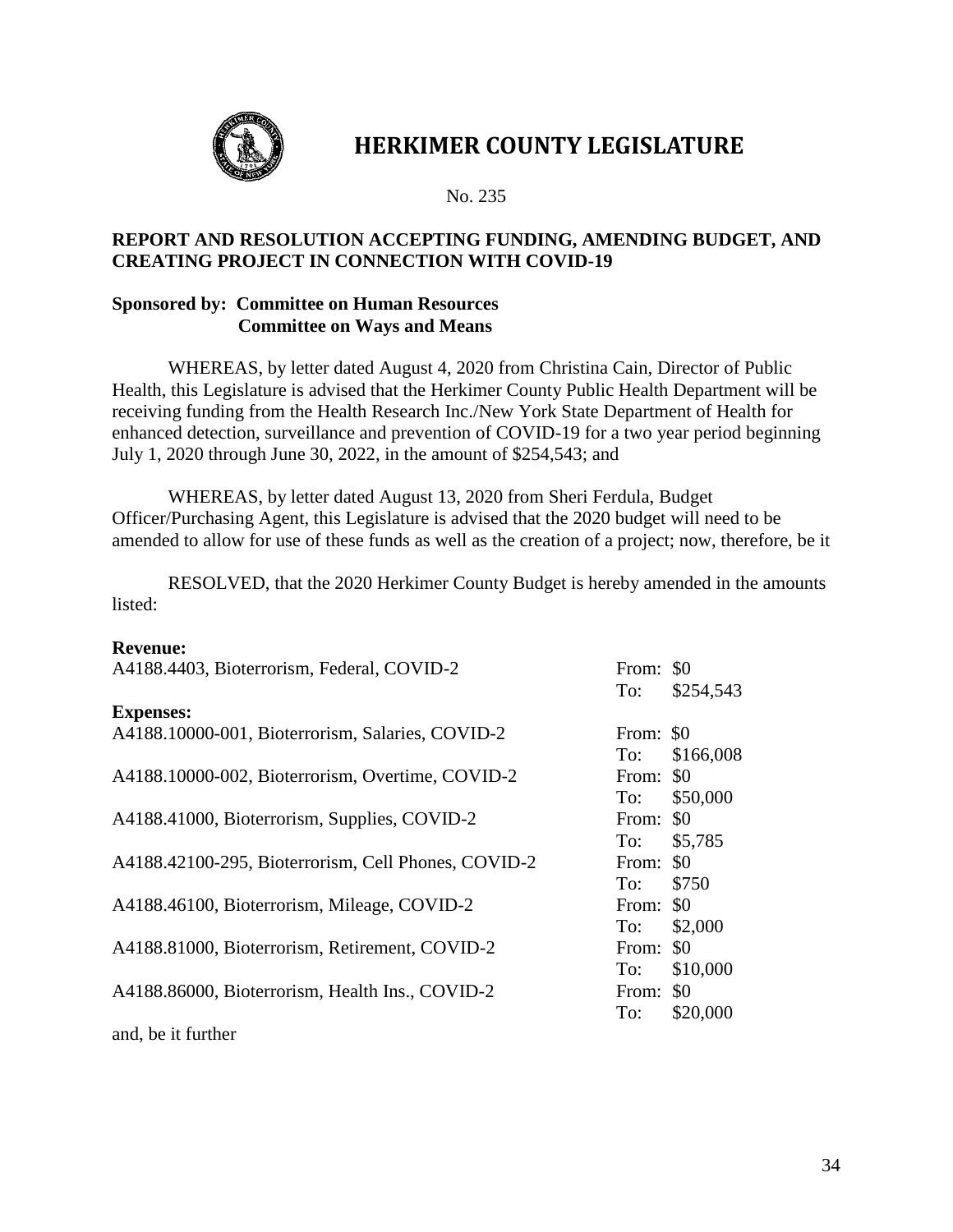# HERKIMER COUNTY LEGISLATURE

No. 235

**REPORT AND RESOLUTION ACCEPTING FUNDING, AMENDING BUDGET, AND CREATING PROJECT IN CONNECTION WITH COVID-19**

**Sponsored by: Committee on Human Resources**
**Committee on Ways and Means**

WHEREAS, by letter dated August 4, 2020 from Christina Cain, Director of Public Health, this Legislature is advised that the Herkimer County Public Health Department will be receiving funding from the Health Research Inc./New York State Department of Health for enhanced detection, surveillance and prevention of COVID-19 for a two year period beginning July 1, 2020 through June 30, 2022, in the amount of $254,543; and

WHEREAS, by letter dated August 13, 2020 from Sheri Ferdula, Budget Officer/Purchasing Agent, this Legislature is advised that the 2020 budget will need to be amended to allow for use of these funds as well as the creation of a project; now, therefore, be it

RESOLVED, that the 2020 Herkimer County Budget is hereby amended in the amounts listed:

**Revenue:**

| | | |
|---|---|---|
| A4188.4403, Bioterrorism, Federal, COVID-2 | From: | $0 |
| | To: | $254,543 |

**Expenses:**

| | | |
|---|---|---|
| A4188.10000-001, Bioterrorism, Salaries, COVID-2 | From: | $0 |
| | To: | $166,008 |
| A4188.10000-002, Bioterrorism, Overtime, COVID-2 | From: | $0 |
| | To: | $50,000 |
| A4188.41000, Bioterrorism, Supplies, COVID-2 | From: | $0 |
| | To: | $5,785 |
| A4188.42100-295, Bioterrorism, Cell Phones, COVID-2 | From: | $0 |
| | To: | $750 |
| A4188.46100, Bioterrorism, Mileage, COVID-2 | From: | $0 |
| | To: | $2,000 |
| A4188.81000, Bioterrorism, Retirement, COVID-2 | From: | $0 |
| | To: | $10,000 |
| A4188.86000, Bioterrorism, Health Ins., COVID-2 | From: | $0 |
| | To: | $20,000 |

and, be it further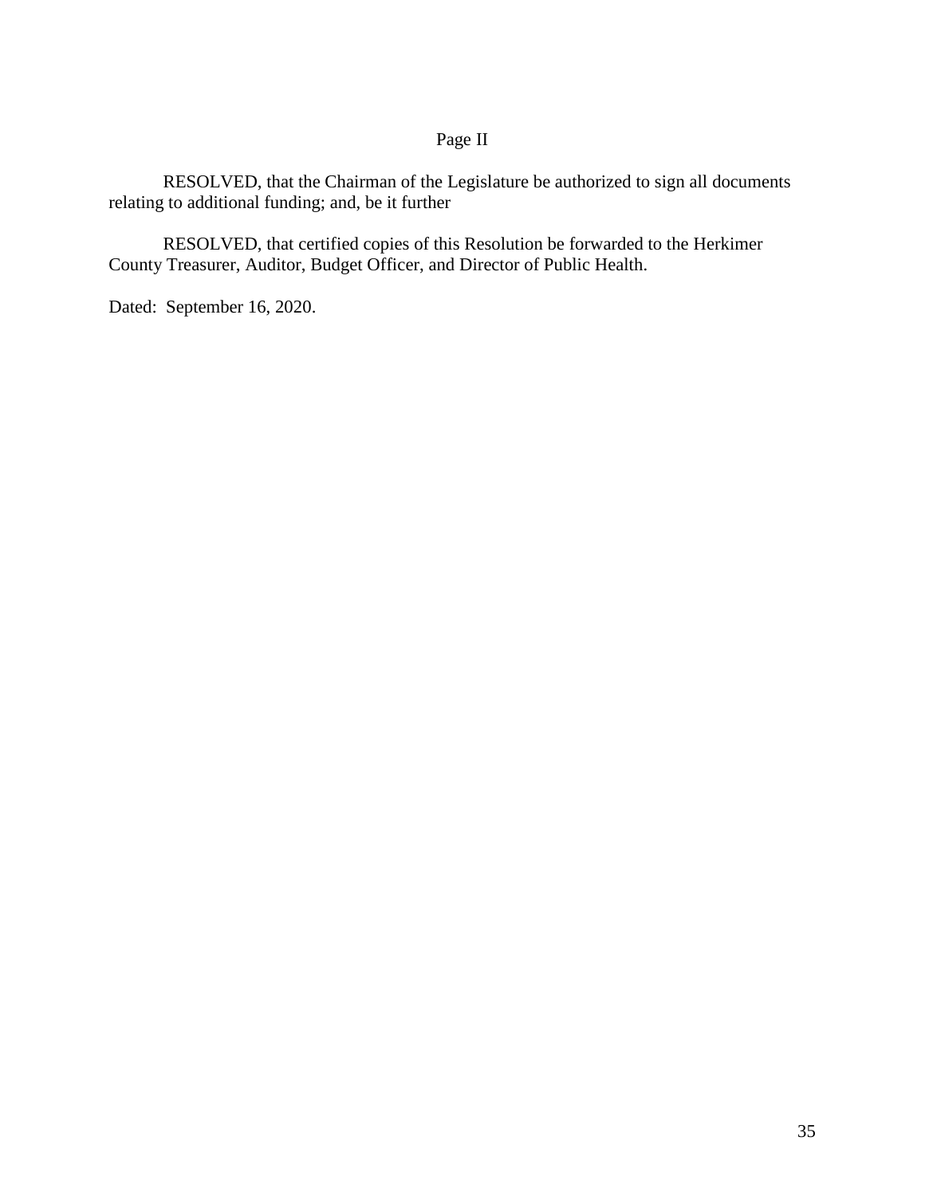Page II

RESOLVED, that the Chairman of the Legislature be authorized to sign all documents relating to additional funding; and, be it further

RESOLVED, that certified copies of this Resolution be forwarded to the Herkimer County Treasurer, Auditor, Budget Officer, and Director of Public Health.

Dated: September 16, 2020.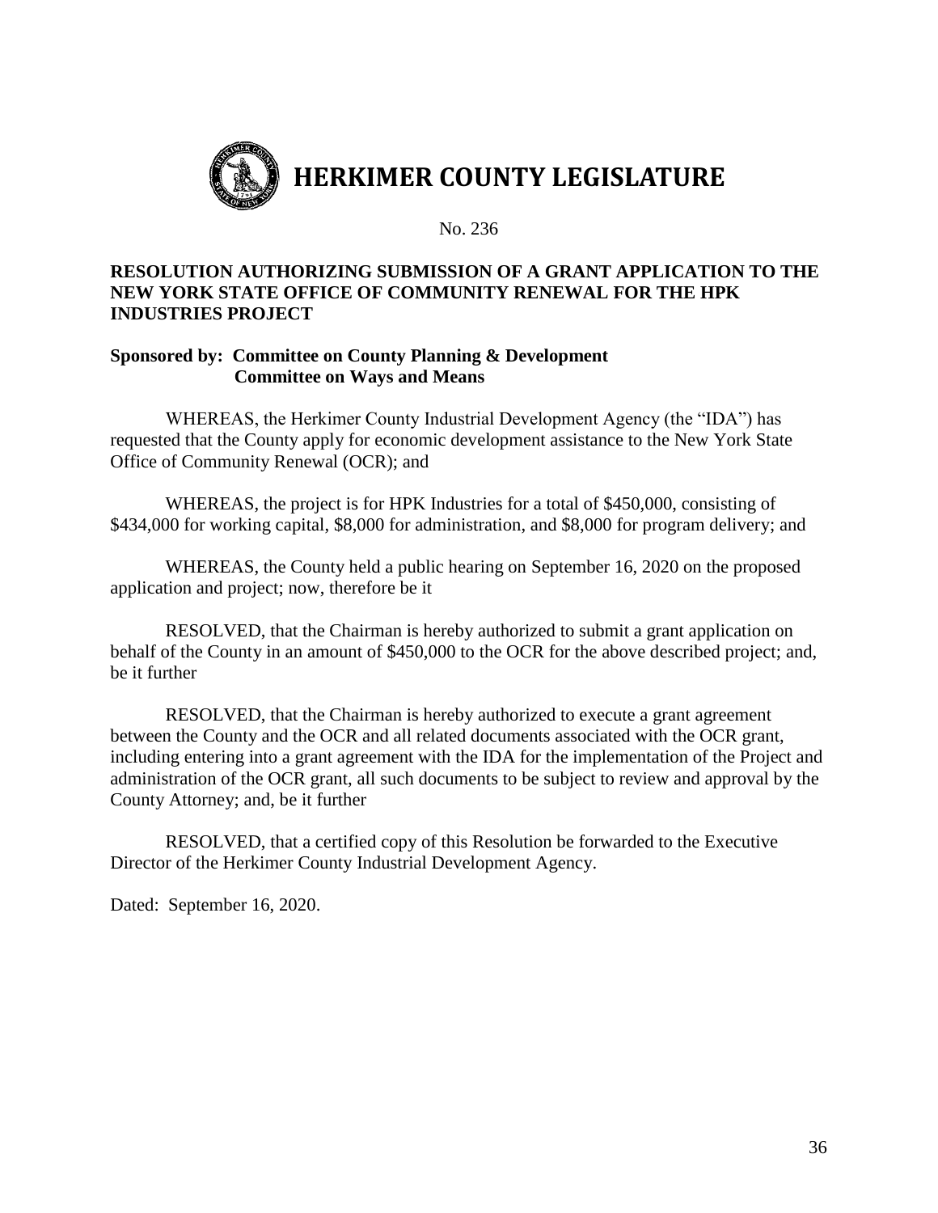# HERKIMER COUNTY LEGISLATURE

No. 236

**RESOLUTION AUTHORIZING SUBMISSION OF A GRANT APPLICATION TO THE NEW YORK STATE OFFICE OF COMMUNITY RENEWAL FOR THE HPK INDUSTRIES PROJECT**

**Sponsored by: Committee on County Planning & Development**
**Committee on Ways and Means**

WHEREAS, the Herkimer County Industrial Development Agency (the "IDA") has requested that the County apply for economic development assistance to the New York State Office of Community Renewal (OCR); and

WHEREAS, the project is for HPK Industries for a total of $450,000, consisting of $434,000 for working capital, $8,000 for administration, and $8,000 for program delivery; and

WHEREAS, the County held a public hearing on September 16, 2020 on the proposed application and project; now, therefore be it

RESOLVED, that the Chairman is hereby authorized to submit a grant application on behalf of the County in an amount of $450,000 to the OCR for the above described project; and, be it further

RESOLVED, that the Chairman is hereby authorized to execute a grant agreement between the County and the OCR and all related documents associated with the OCR grant, including entering into a grant agreement with the IDA for the implementation of the Project and administration of the OCR grant, all such documents to be subject to review and approval by the County Attorney; and, be it further

RESOLVED, that a certified copy of this Resolution be forwarded to the Executive Director of the Herkimer County Industrial Development Agency.

Dated: September 16, 2020.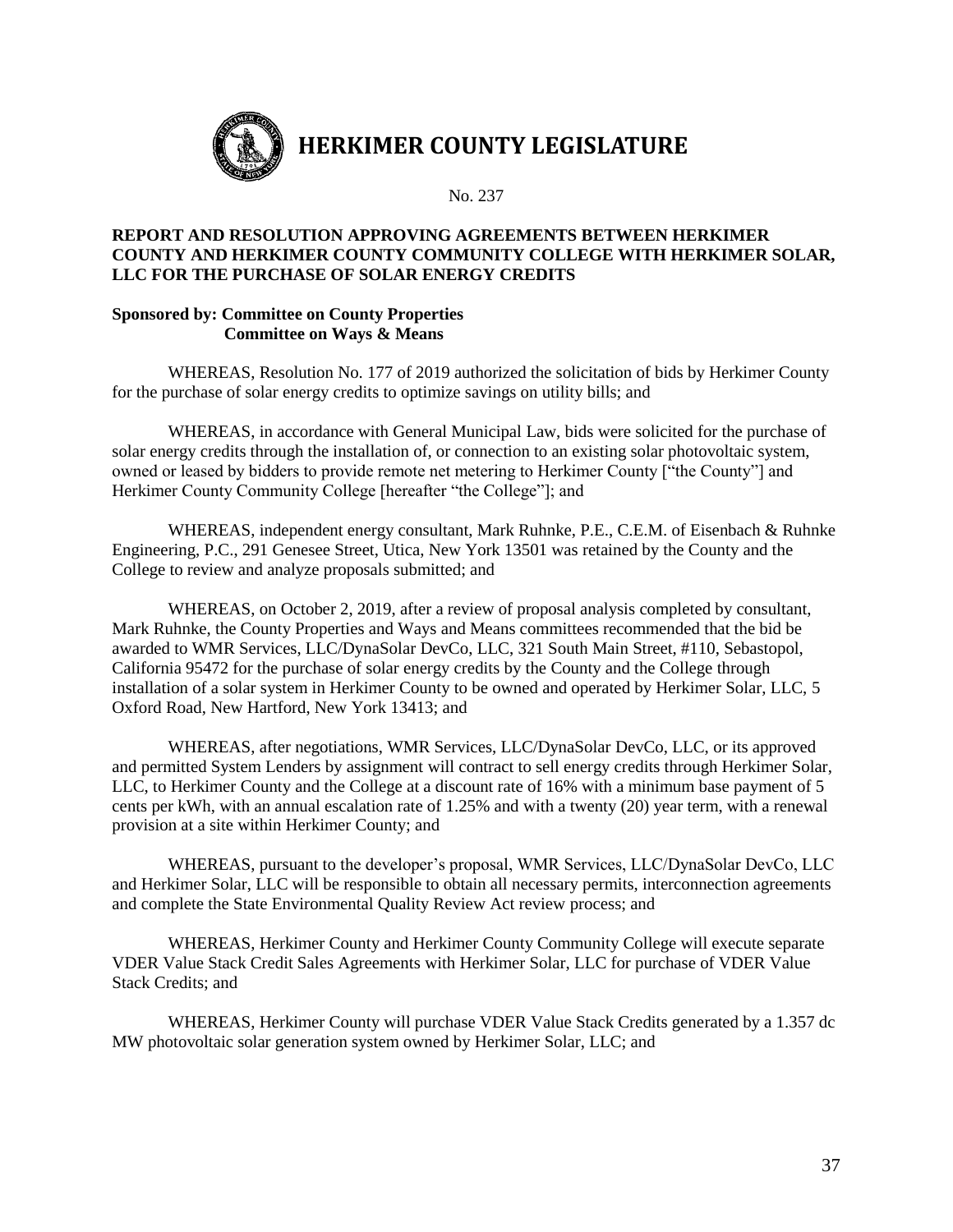# HERKIMER COUNTY LEGISLATURE

No. 237

**REPORT AND RESOLUTION APPROVING AGREEMENTS BETWEEN HERKIMER COUNTY AND HERKIMER COUNTY COMMUNITY COLLEGE WITH HERKIMER SOLAR, LLC FOR THE PURCHASE OF SOLAR ENERGY CREDITS**

**Sponsored by: Committee on County Properties**
**Committee on Ways & Means**

WHEREAS, Resolution No. 177 of 2019 authorized the solicitation of bids by Herkimer County for the purchase of solar energy credits to optimize savings on utility bills; and

WHEREAS, in accordance with General Municipal Law, bids were solicited for the purchase of solar energy credits through the installation of, or connection to an existing solar photovoltaic system, owned or leased by bidders to provide remote net metering to Herkimer County ["the County"] and Herkimer County Community College [hereafter "the College"]; and

WHEREAS, independent energy consultant, Mark Ruhnke, P.E., C.E.M. of Eisenbach & Ruhnke Engineering, P.C., 291 Genesee Street, Utica, New York 13501 was retained by the County and the College to review and analyze proposals submitted; and

WHEREAS, on October 2, 2019, after a review of proposal analysis completed by consultant, Mark Ruhnke, the County Properties and Ways and Means committees recommended that the bid be awarded to WMR Services, LLC/DynaSolar DevCo, LLC, 321 South Main Street, #110, Sebastopol, California 95472 for the purchase of solar energy credits by the County and the College through installation of a solar system in Herkimer County to be owned and operated by Herkimer Solar, LLC, 5 Oxford Road, New Hartford, New York 13413; and

WHEREAS, after negotiations, WMR Services, LLC/DynaSolar DevCo, LLC, or its approved and permitted System Lenders by assignment will contract to sell energy credits through Herkimer Solar, LLC, to Herkimer County and the College at a discount rate of 16% with a minimum base payment of 5 cents per kWh, with an annual escalation rate of 1.25% and with a twenty (20) year term, with a renewal provision at a site within Herkimer County; and

WHEREAS, pursuant to the developer's proposal, WMR Services, LLC/DynaSolar DevCo, LLC and Herkimer Solar, LLC will be responsible to obtain all necessary permits, interconnection agreements and complete the State Environmental Quality Review Act review process; and

WHEREAS, Herkimer County and Herkimer County Community College will execute separate VDER Value Stack Credit Sales Agreements with Herkimer Solar, LLC for purchase of VDER Value Stack Credits; and

WHEREAS, Herkimer County will purchase VDER Value Stack Credits generated by a 1.357 dc MW photovoltaic solar generation system owned by Herkimer Solar, LLC; and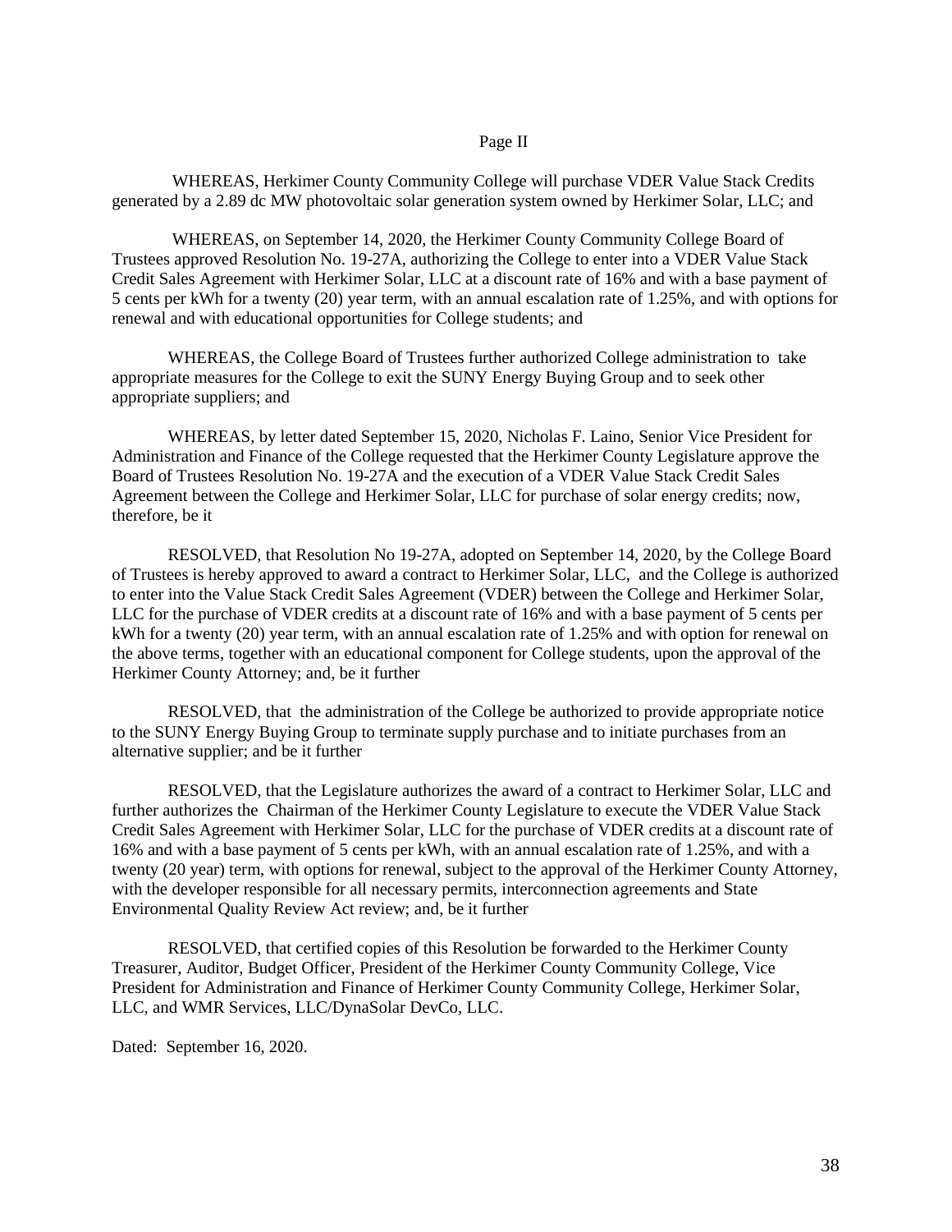Page II

WHEREAS, Herkimer County Community College will purchase VDER Value Stack Credits generated by a 2.89 dc MW photovoltaic solar generation system owned by Herkimer Solar, LLC; and

WHEREAS, on September 14, 2020, the Herkimer County Community College Board of Trustees approved Resolution No. 19-27A, authorizing the College to enter into a VDER Value Stack Credit Sales Agreement with Herkimer Solar, LLC at a discount rate of 16% and with a base payment of 5 cents per kWh for a twenty (20) year term, with an annual escalation rate of 1.25%, and with options for renewal and with educational opportunities for College students; and

WHEREAS, the College Board of Trustees further authorized College administration to take appropriate measures for the College to exit the SUNY Energy Buying Group and to seek other appropriate suppliers; and

WHEREAS, by letter dated September 15, 2020, Nicholas F. Laino, Senior Vice President for Administration and Finance of the College requested that the Herkimer County Legislature approve the Board of Trustees Resolution No. 19-27A and the execution of a VDER Value Stack Credit Sales Agreement between the College and Herkimer Solar, LLC for purchase of solar energy credits; now, therefore, be it

RESOLVED, that Resolution No 19-27A, adopted on September 14, 2020, by the College Board of Trustees is hereby approved to award a contract to Herkimer Solar, LLC, and the College is authorized to enter into the Value Stack Credit Sales Agreement (VDER) between the College and Herkimer Solar, LLC for the purchase of VDER credits at a discount rate of 16% and with a base payment of 5 cents per kWh for a twenty (20) year term, with an annual escalation rate of 1.25% and with option for renewal on the above terms, together with an educational component for College students, upon the approval of the Herkimer County Attorney; and, be it further

RESOLVED, that the administration of the College be authorized to provide appropriate notice to the SUNY Energy Buying Group to terminate supply purchase and to initiate purchases from an alternative supplier; and be it further

RESOLVED, that the Legislature authorizes the award of a contract to Herkimer Solar, LLC and further authorizes the Chairman of the Herkimer County Legislature to execute the VDER Value Stack Credit Sales Agreement with Herkimer Solar, LLC for the purchase of VDER credits at a discount rate of 16% and with a base payment of 5 cents per kWh, with an annual escalation rate of 1.25%, and with a twenty (20 year) term, with options for renewal, subject to the approval of the Herkimer County Attorney, with the developer responsible for all necessary permits, interconnection agreements and State Environmental Quality Review Act review; and, be it further

RESOLVED, that certified copies of this Resolution be forwarded to the Herkimer County Treasurer, Auditor, Budget Officer, President of the Herkimer County Community College, Vice President for Administration and Finance of Herkimer County Community College, Herkimer Solar, LLC, and WMR Services, LLC/DynaSolar DevCo, LLC.

Dated: September 16, 2020.